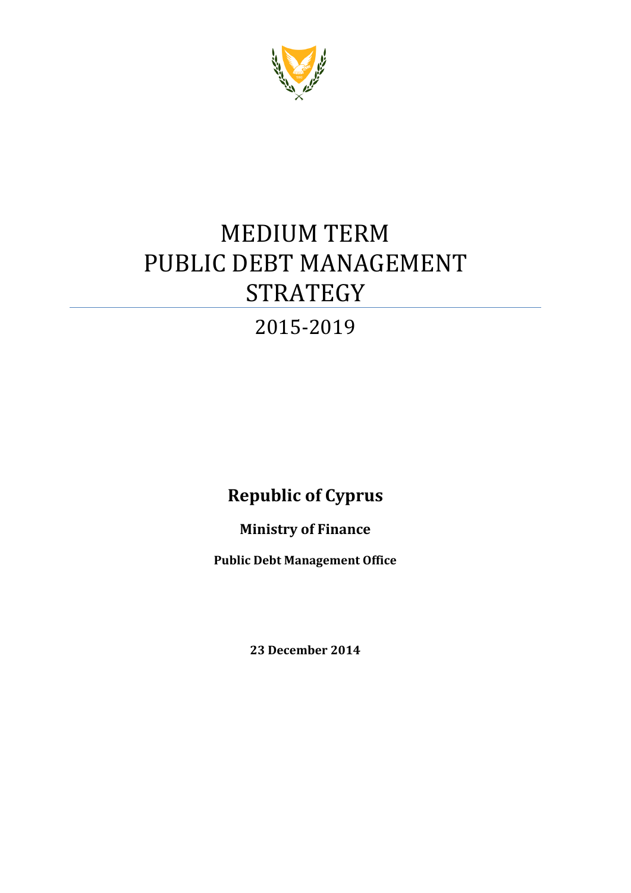# MEDIUM TERM PUBLIC DEBT MANAGEMENT STRATEGY

## 2015-2019

**Republic of Cyprus**

**Ministry of Finance**

**Public Debt Management Office**

**23 December 2014**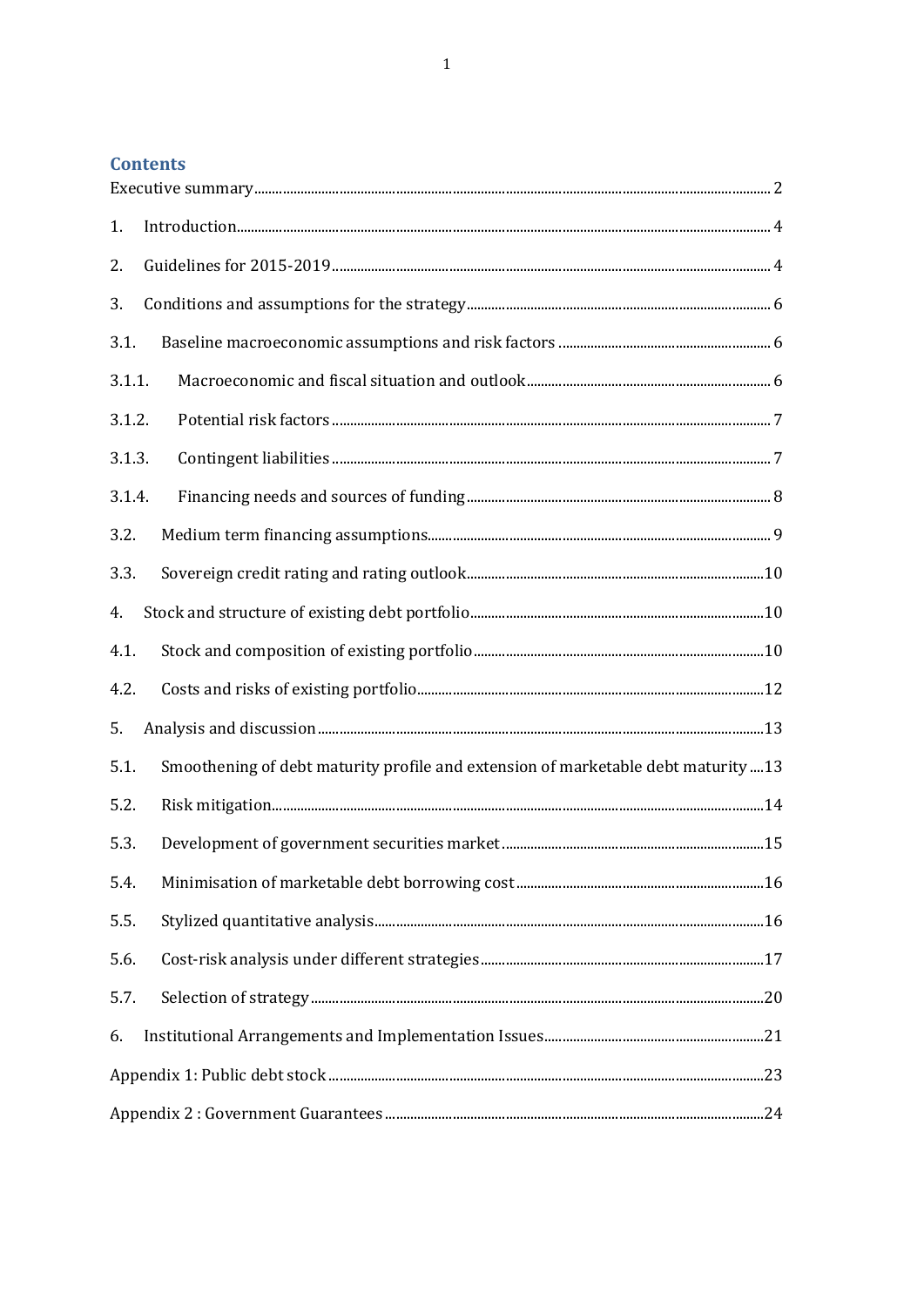## Contents

Executive summary .......... 2

1. Introduction .......... 4
2. Guidelines for 2015-2019 .......... 4
3. Conditions and assumptions for the strategy .......... 6

3.1. Baseline macroeconomic assumptions and risk factors .......... 6

3.1.1. Macroeconomic and fiscal situation and outlook .......... 6

3.1.2. Potential risk factors .......... 7

3.1.3. Contingent liabilities .......... 7

3.1.4. Financing needs and sources of funding .......... 8

3.2. Medium term financing assumptions .......... 9

3.3. Sovereign credit rating and rating outlook .......... 10

4. Stock and structure of existing debt portfolio .......... 10

4.1. Stock and composition of existing portfolio .......... 10

4.2. Costs and risks of existing portfolio .......... 12

5. Analysis and discussion .......... 13

5.1. Smoothening of debt maturity profile and extension of marketable debt maturity .... 13

5.2. Risk mitigation .......... 14

5.3. Development of government securities market .......... 15

5.4. Minimisation of marketable debt borrowing cost .......... 16

5.5. Stylized quantitative analysis .......... 16

5.6. Cost-risk analysis under different strategies .......... 17

5.7. Selection of strategy .......... 20

6. Institutional Arrangements and Implementation Issues .......... 21

Appendix 1: Public debt stock .......... 23

Appendix 2 : Government Guarantees .......... 24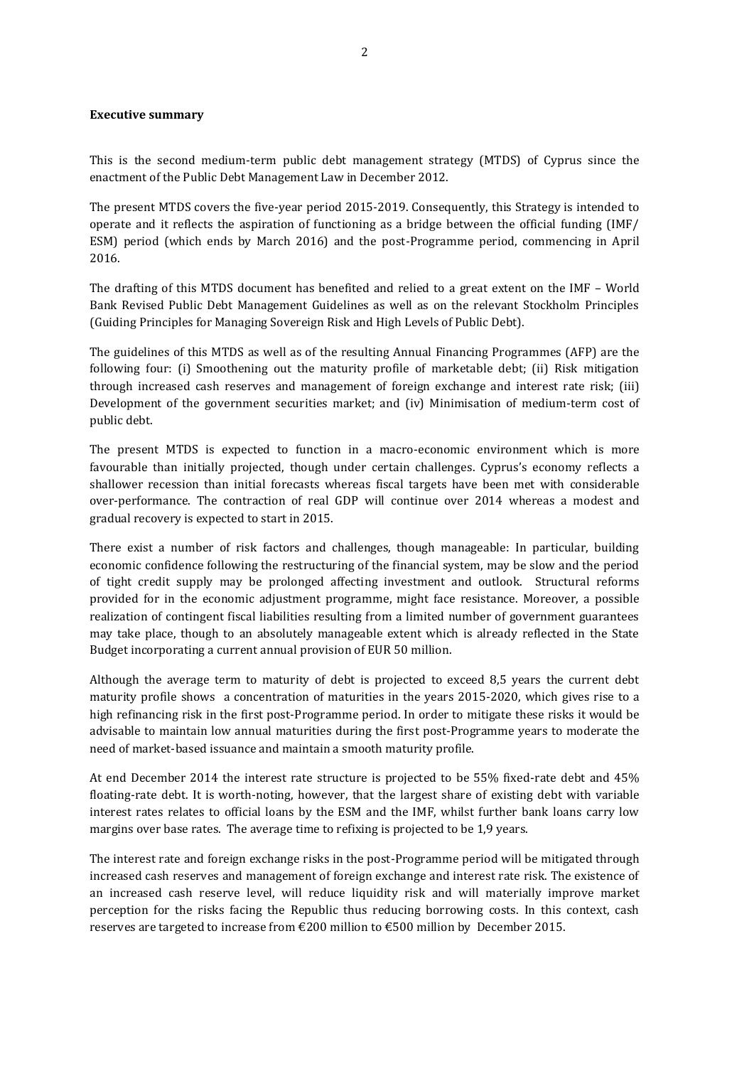**Executive summary**

This is the second medium-term public debt management strategy (MTDS) of Cyprus since the enactment of the Public Debt Management Law in December 2012.

The present MTDS covers the five-year period 2015-2019. Consequently, this Strategy is intended to operate and it reflects the aspiration of functioning as a bridge between the official funding (IMF/ ESM) period (which ends by March 2016) and the post-Programme period, commencing in April 2016.

The drafting of this MTDS document has benefited and relied to a great extent on the IMF – World Bank Revised Public Debt Management Guidelines as well as on the relevant Stockholm Principles (Guiding Principles for Managing Sovereign Risk and High Levels of Public Debt).

The guidelines of this MTDS as well as of the resulting Annual Financing Programmes (AFP) are the following four: (i) Smoothening out the maturity profile of marketable debt; (ii) Risk mitigation through increased cash reserves and management of foreign exchange and interest rate risk; (iii) Development of the government securities market; and (iv) Minimisation of medium-term cost of public debt.

The present MTDS is expected to function in a macro-economic environment which is more favourable than initially projected, though under certain challenges. Cyprus's economy reflects a shallower recession than initial forecasts whereas fiscal targets have been met with considerable over-performance. The contraction of real GDP will continue over 2014 whereas a modest and gradual recovery is expected to start in 2015.

There exist a number of risk factors and challenges, though manageable: In particular, building economic confidence following the restructuring of the financial system, may be slow and the period of tight credit supply may be prolonged affecting investment and outlook. Structural reforms provided for in the economic adjustment programme, might face resistance. Moreover, a possible realization of contingent fiscal liabilities resulting from a limited number of government guarantees may take place, though to an absolutely manageable extent which is already reflected in the State Budget incorporating a current annual provision of EUR 50 million.

Although the average term to maturity of debt is projected to exceed 8,5 years the current debt maturity profile shows a concentration of maturities in the years 2015-2020, which gives rise to a high refinancing risk in the first post-Programme period. In order to mitigate these risks it would be advisable to maintain low annual maturities during the first post-Programme years to moderate the need of market-based issuance and maintain a smooth maturity profile.

At end December 2014 the interest rate structure is projected to be 55% fixed-rate debt and 45% floating-rate debt. It is worth-noting, however, that the largest share of existing debt with variable interest rates relates to official loans by the ESM and the IMF, whilst further bank loans carry low margins over base rates. The average time to refixing is projected to be 1,9 years.

The interest rate and foreign exchange risks in the post-Programme period will be mitigated through increased cash reserves and management of foreign exchange and interest rate risk. The existence of an increased cash reserve level, will reduce liquidity risk and will materially improve market perception for the risks facing the Republic thus reducing borrowing costs. In this context, cash reserves are targeted to increase from €200 million to €500 million by December 2015.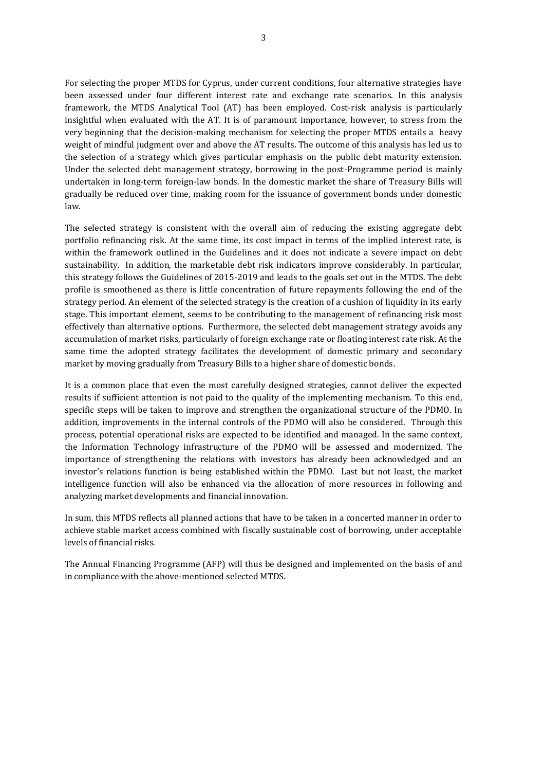For selecting the proper MTDS for Cyprus, under current conditions, four alternative strategies have been assessed under four different interest rate and exchange rate scenarios. In this analysis framework, the MTDS Analytical Tool (AT) has been employed. Cost-risk analysis is particularly insightful when evaluated with the AT. It is of paramount importance, however, to stress from the very beginning that the decision-making mechanism for selecting the proper MTDS entails a heavy weight of mindful judgment over and above the AT results. The outcome of this analysis has led us to the selection of a strategy which gives particular emphasis on the public debt maturity extension. Under the selected debt management strategy, borrowing in the post-Programme period is mainly undertaken in long-term foreign-law bonds. In the domestic market the share of Treasury Bills will gradually be reduced over time, making room for the issuance of government bonds under domestic law.

The selected strategy is consistent with the overall aim of reducing the existing aggregate debt portfolio refinancing risk. At the same time, its cost impact in terms of the implied interest rate, is within the framework outlined in the Guidelines and it does not indicate a severe impact on debt sustainability. In addition, the marketable debt risk indicators improve considerably. In particular, this strategy follows the Guidelines of 2015-2019 and leads to the goals set out in the MTDS. The debt profile is smoothened as there is little concentration of future repayments following the end of the strategy period. An element of the selected strategy is the creation of a cushion of liquidity in its early stage. This important element, seems to be contributing to the management of refinancing risk most effectively than alternative options. Furthermore, the selected debt management strategy avoids any accumulation of market risks, particularly of foreign exchange rate or floating interest rate risk. At the same time the adopted strategy facilitates the development of domestic primary and secondary market by moving gradually from Treasury Bills to a higher share of domestic bonds.

It is a common place that even the most carefully designed strategies, cannot deliver the expected results if sufficient attention is not paid to the quality of the implementing mechanism. To this end, specific steps will be taken to improve and strengthen the organizational structure of the PDMO. In addition, improvements in the internal controls of the PDMO will also be considered. Through this process, potential operational risks are expected to be identified and managed. In the same context, the Information Technology infrastructure of the PDMO will be assessed and modernized. The importance of strengthening the relations with investors has already been acknowledged and an investor's relations function is being established within the PDMO. Last but not least, the market intelligence function will also be enhanced via the allocation of more resources in following and analyzing market developments and financial innovation.

In sum, this MTDS reflects all planned actions that have to be taken in a concerted manner in order to achieve stable market access combined with fiscally sustainable cost of borrowing, under acceptable levels of financial risks.

The Annual Financing Programme (AFP) will thus be designed and implemented on the basis of and in compliance with the above-mentioned selected MTDS.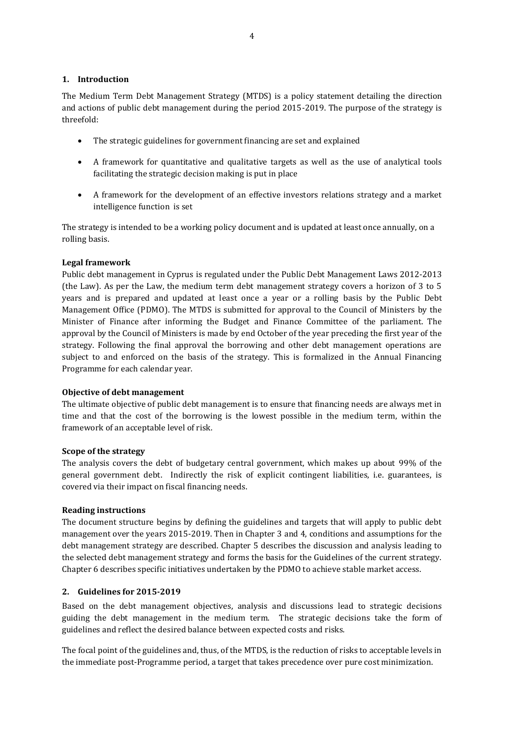## 1. Introduction

The Medium Term Debt Management Strategy (MTDS) is a policy statement detailing the direction and actions of public debt management during the period 2015-2019. The purpose of the strategy is threefold:

- The strategic guidelines for government financing are set and explained
- A framework for quantitative and qualitative targets as well as the use of analytical tools facilitating the strategic decision making is put in place
- A framework for the development of an effective investors relations strategy and a market intelligence function is set

The strategy is intended to be a working policy document and is updated at least once annually, on a rolling basis.

**Legal framework**

Public debt management in Cyprus is regulated under the Public Debt Management Laws 2012-2013 (the Law). As per the Law, the medium term debt management strategy covers a horizon of 3 to 5 years and is prepared and updated at least once a year or a rolling basis by the Public Debt Management Office (PDMO). The MTDS is submitted for approval to the Council of Ministers by the Minister of Finance after informing the Budget and Finance Committee of the parliament. The approval by the Council of Ministers is made by end October of the year preceding the first year of the strategy. Following the final approval the borrowing and other debt management operations are subject to and enforced on the basis of the strategy. This is formalized in the Annual Financing Programme for each calendar year.

**Objective of debt management**

The ultimate objective of public debt management is to ensure that financing needs are always met in time and that the cost of the borrowing is the lowest possible in the medium term, within the framework of an acceptable level of risk.

**Scope of the strategy**

The analysis covers the debt of budgetary central government, which makes up about 99% of the general government debt. Indirectly the risk of explicit contingent liabilities, i.e. guarantees, is covered via their impact on fiscal financing needs.

**Reading instructions**

The document structure begins by defining the guidelines and targets that will apply to public debt management over the years 2015-2019. Then in Chapter 3 and 4, conditions and assumptions for the debt management strategy are described. Chapter 5 describes the discussion and analysis leading to the selected debt management strategy and forms the basis for the Guidelines of the current strategy. Chapter 6 describes specific initiatives undertaken by the PDMO to achieve stable market access.

## 2. Guidelines for 2015-2019

Based on the debt management objectives, analysis and discussions lead to strategic decisions guiding the debt management in the medium term. The strategic decisions take the form of guidelines and reflect the desired balance between expected costs and risks.

The focal point of the guidelines and, thus, of the MTDS, is the reduction of risks to acceptable levels in the immediate post-Programme period, a target that takes precedence over pure cost minimization.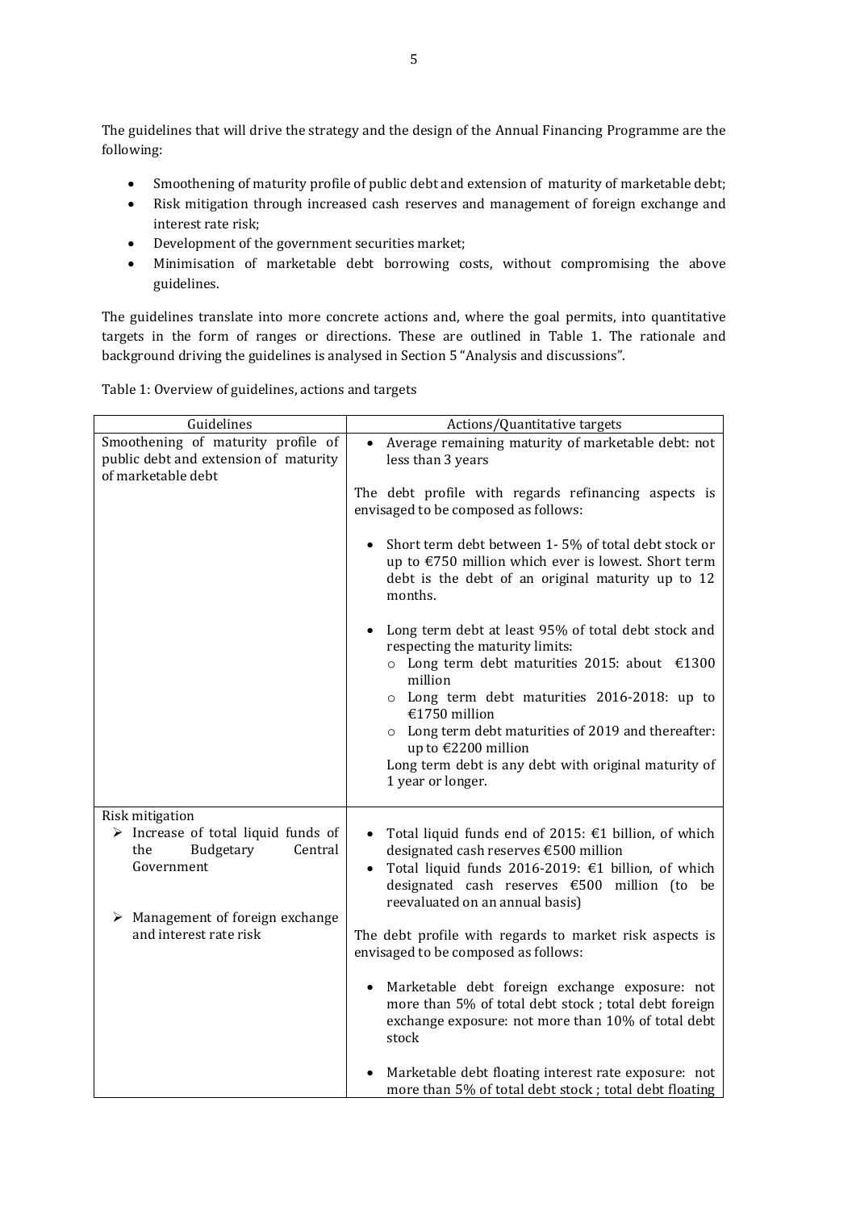The guidelines that will drive the strategy and the design of the Annual Financing Programme are the following:

- Smoothening of maturity profile of public debt and extension of maturity of marketable debt;
- Risk mitigation through increased cash reserves and management of foreign exchange and interest rate risk;
- Development of the government securities market;
- Minimisation of marketable debt borrowing costs, without compromising the above guidelines.

The guidelines translate into more concrete actions and, where the goal permits, into quantitative targets in the form of ranges or directions. These are outlined in Table 1. The rationale and background driving the guidelines is analysed in Section 5 "Analysis and discussions".

Table 1: Overview of guidelines, actions and targets

| Guidelines | Actions/Quantitative targets |
|---|---|
| Smoothening of maturity profile of public debt and extension of maturity of marketable debt | • Average remaining maturity of marketable debt: not less than 3 years<br><br>The debt profile with regards refinancing aspects is envisaged to be composed as follows:<br><br>• Short term debt between 1- 5% of total debt stock or up to €750 million which ever is lowest. Short term debt is the debt of an original maturity up to 12 months.<br><br>• Long term debt at least 95% of total debt stock and respecting the maturity limits:<br>  ○ Long term debt maturities 2015: about €1300 million<br>  ○ Long term debt maturities 2016-2018: up to €1750 million<br>  ○ Long term debt maturities of 2019 and thereafter: up to €2200 million<br>Long term debt is any debt with original maturity of 1 year or longer. |
| Risk mitigation<br>➢ Increase of total liquid funds of the Budgetary Central Government<br><br>➢ Management of foreign exchange and interest rate risk | • Total liquid funds end of 2015: €1 billion, of which designated cash reserves €500 million<br>• Total liquid funds 2016-2019: €1 billion, of which designated cash reserves €500 million (to be reevaluated on an annual basis)<br><br>The debt profile with regards to market risk aspects is envisaged to be composed as follows:<br><br>• Marketable debt foreign exchange exposure: not more than 5% of total debt stock ; total debt foreign exchange exposure: not more than 10% of total debt stock<br><br>• Marketable debt floating interest rate exposure: not more than 5% of total debt stock ; total debt floating |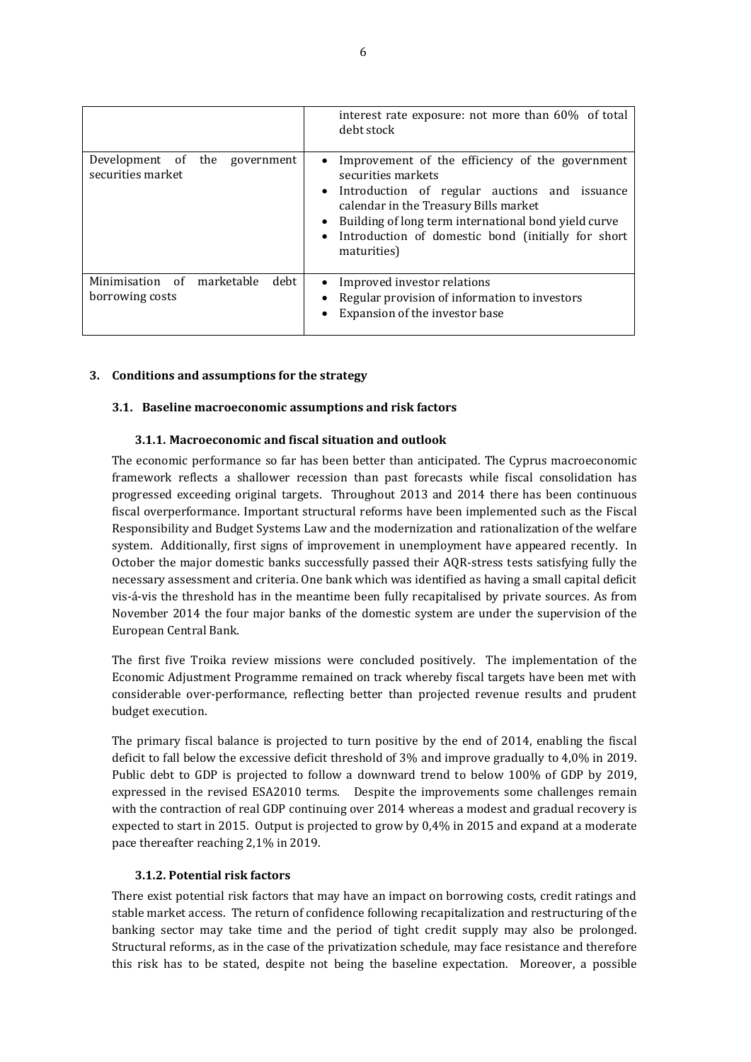| | |
|---|---|
| | interest rate exposure: not more than 60% of total debt stock |
| Development of the government securities market | • Improvement of the efficiency of the government securities markets<br>• Introduction of regular auctions and issuance calendar in the Treasury Bills market<br>• Building of long term international bond yield curve<br>• Introduction of domestic bond (initially for short maturities) |
| Minimisation of marketable debt borrowing costs | • Improved investor relations<br>• Regular provision of information to investors<br>• Expansion of the investor base |

## 3. Conditions and assumptions for the strategy

### 3.1. Baseline macroeconomic assumptions and risk factors

#### 3.1.1. Macroeconomic and fiscal situation and outlook

The economic performance so far has been better than anticipated. The Cyprus macroeconomic framework reflects a shallower recession than past forecasts while fiscal consolidation has progressed exceeding original targets. Throughout 2013 and 2014 there has been continuous fiscal overperformance. Important structural reforms have been implemented such as the Fiscal Responsibility and Budget Systems Law and the modernization and rationalization of the welfare system. Additionally, first signs of improvement in unemployment have appeared recently. In October the major domestic banks successfully passed their AQR-stress tests satisfying fully the necessary assessment and criteria. One bank which was identified as having a small capital deficit vis-á-vis the threshold has in the meantime been fully recapitalised by private sources. As from November 2014 the four major banks of the domestic system are under the supervision of the European Central Bank.

The first five Troika review missions were concluded positively. The implementation of the Economic Adjustment Programme remained on track whereby fiscal targets have been met with considerable over-performance, reflecting better than projected revenue results and prudent budget execution.

The primary fiscal balance is projected to turn positive by the end of 2014, enabling the fiscal deficit to fall below the excessive deficit threshold of 3% and improve gradually to 4,0% in 2019. Public debt to GDP is projected to follow a downward trend to below 100% of GDP by 2019, expressed in the revised ESA2010 terms. Despite the improvements some challenges remain with the contraction of real GDP continuing over 2014 whereas a modest and gradual recovery is expected to start in 2015. Output is projected to grow by 0,4% in 2015 and expand at a moderate pace thereafter reaching 2,1% in 2019.

#### 3.1.2. Potential risk factors

There exist potential risk factors that may have an impact on borrowing costs, credit ratings and stable market access. The return of confidence following recapitalization and restructuring of the banking sector may take time and the period of tight credit supply may also be prolonged. Structural reforms, as in the case of the privatization schedule, may face resistance and therefore this risk has to be stated, despite not being the baseline expectation. Moreover, a possible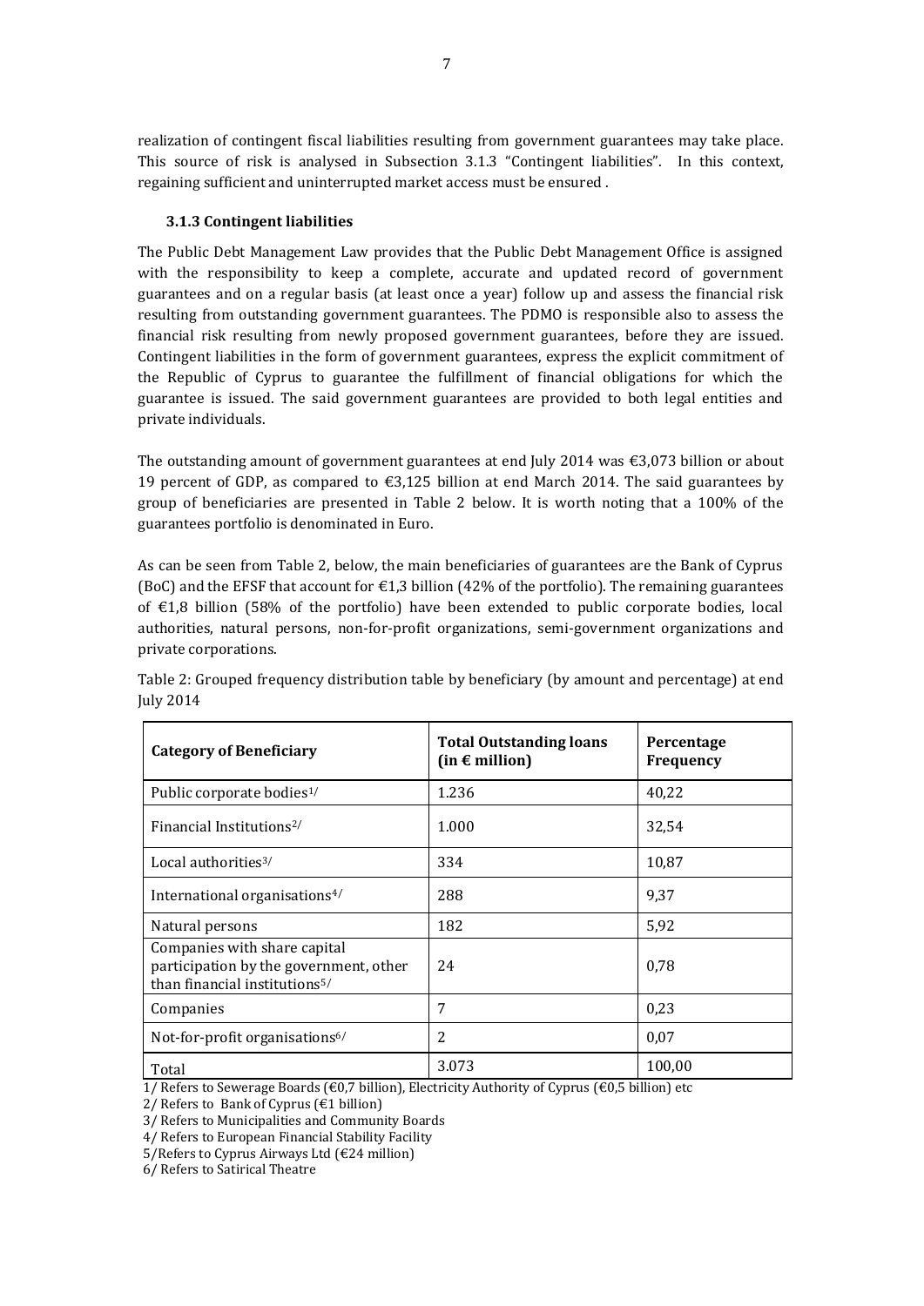realization of contingent fiscal liabilities resulting from government guarantees may take place. This source of risk is analysed in Subsection 3.1.3 "Contingent liabilities". In this context, regaining sufficient and uninterrupted market access must be ensured .

### 3.1.3 Contingent liabilities

The Public Debt Management Law provides that the Public Debt Management Office is assigned with the responsibility to keep a complete, accurate and updated record of government guarantees and on a regular basis (at least once a year) follow up and assess the financial risk resulting from outstanding government guarantees. The PDMO is responsible also to assess the financial risk resulting from newly proposed government guarantees, before they are issued. Contingent liabilities in the form of government guarantees, express the explicit commitment of the Republic of Cyprus to guarantee the fulfillment of financial obligations for which the guarantee is issued. The said government guarantees are provided to both legal entities and private individuals.

The outstanding amount of government guarantees at end July 2014 was €3,073 billion or about 19 percent of GDP, as compared to €3,125 billion at end March 2014. The said guarantees by group of beneficiaries are presented in Table 2 below. It is worth noting that a 100% of the guarantees portfolio is denominated in Euro.

As can be seen from Table 2, below, the main beneficiaries of guarantees are the Bank of Cyprus (BoC) and the EFSF that account for €1,3 billion (42% of the portfolio). The remaining guarantees of €1,8 billion (58% of the portfolio) have been extended to public corporate bodies, local authorities, natural persons, non-for-profit organizations, semi-government organizations and private corporations.

Table 2: Grouped frequency distribution table by beneficiary (by amount and percentage) at end July 2014

| **Category of Beneficiary** | **Total Outstanding loans (in € million)** | **Percentage Frequency** |
|---|---|---|
| Public corporate bodies[1/] | 1.236 | 40,22 |
| Financial Institutions[2/] | 1.000 | 32,54 |
| Local authorities[3/] | 334 | 10,87 |
| International organisations[4/] | 288 | 9,37 |
| Natural persons | 182 | 5,92 |
| Companies with share capital participation by the government, other than financial institutions[5/] | 24 | 0,78 |
| Companies | 7 | 0,23 |
| Not-for-profit organisations[6/] | 2 | 0,07 |
| Total | 3.073 | 100,00 |

1/ Refers to Sewerage Boards (€0,7 billion), Electricity Authority of Cyprus (€0,5 billion) etc

2/ Refers to Bank of Cyprus (€1 billion)

3/ Refers to Municipalities and Community Boards

4/ Refers to European Financial Stability Facility

5/Refers to Cyprus Airways Ltd (€24 million)

6/ Refers to Satirical Theatre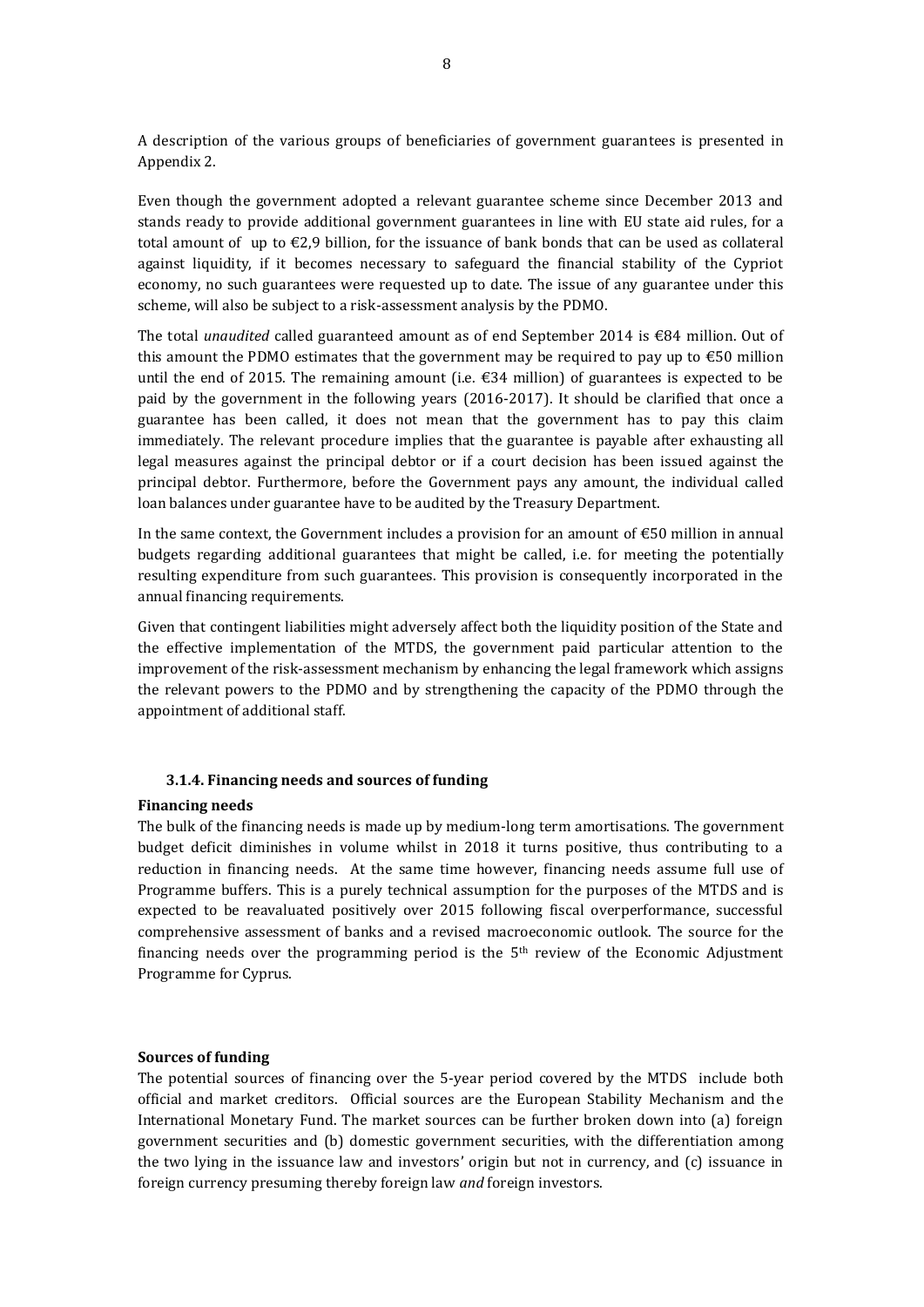A description of the various groups of beneficiaries of government guarantees is presented in Appendix 2.

Even though the government adopted a relevant guarantee scheme since December 2013 and stands ready to provide additional government guarantees in line with EU state aid rules, for a total amount of up to €2,9 billion, for the issuance of bank bonds that can be used as collateral against liquidity, if it becomes necessary to safeguard the financial stability of the Cypriot economy, no such guarantees were requested up to date. The issue of any guarantee under this scheme, will also be subject to a risk-assessment analysis by the PDMO.

The total *unaudited* called guaranteed amount as of end September 2014 is €84 million. Out of this amount the PDMO estimates that the government may be required to pay up to €50 million until the end of 2015. The remaining amount (i.e. €34 million) of guarantees is expected to be paid by the government in the following years (2016-2017). It should be clarified that once a guarantee has been called, it does not mean that the government has to pay this claim immediately. The relevant procedure implies that the guarantee is payable after exhausting all legal measures against the principal debtor or if a court decision has been issued against the principal debtor. Furthermore, before the Government pays any amount, the individual called loan balances under guarantee have to be audited by the Treasury Department.

In the same context, the Government includes a provision for an amount of €50 million in annual budgets regarding additional guarantees that might be called, i.e. for meeting the potentially resulting expenditure from such guarantees. This provision is consequently incorporated in the annual financing requirements.

Given that contingent liabilities might adversely affect both the liquidity position of the State and the effective implementation of the MTDS, the government paid particular attention to the improvement of the risk-assessment mechanism by enhancing the legal framework which assigns the relevant powers to the PDMO and by strengthening the capacity of the PDMO through the appointment of additional staff.

### 3.1.4. Financing needs and sources of funding

**Financing needs**

The bulk of the financing needs is made up by medium-long term amortisations. The government budget deficit diminishes in volume whilst in 2018 it turns positive, thus contributing to a reduction in financing needs. At the same time however, financing needs assume full use of Programme buffers. This is a purely technical assumption for the purposes of the MTDS and is expected to be reavaluated positively over 2015 following fiscal overperformance, successful comprehensive assessment of banks and a revised macroeconomic outlook. The source for the financing needs over the programming period is the 5th review of the Economic Adjustment Programme for Cyprus.

**Sources of funding**

The potential sources of financing over the 5-year period covered by the MTDS include both official and market creditors. Official sources are the European Stability Mechanism and the International Monetary Fund. The market sources can be further broken down into (a) foreign government securities and (b) domestic government securities, with the differentiation among the two lying in the issuance law and investors' origin but not in currency, and (c) issuance in foreign currency presuming thereby foreign law *and* foreign investors.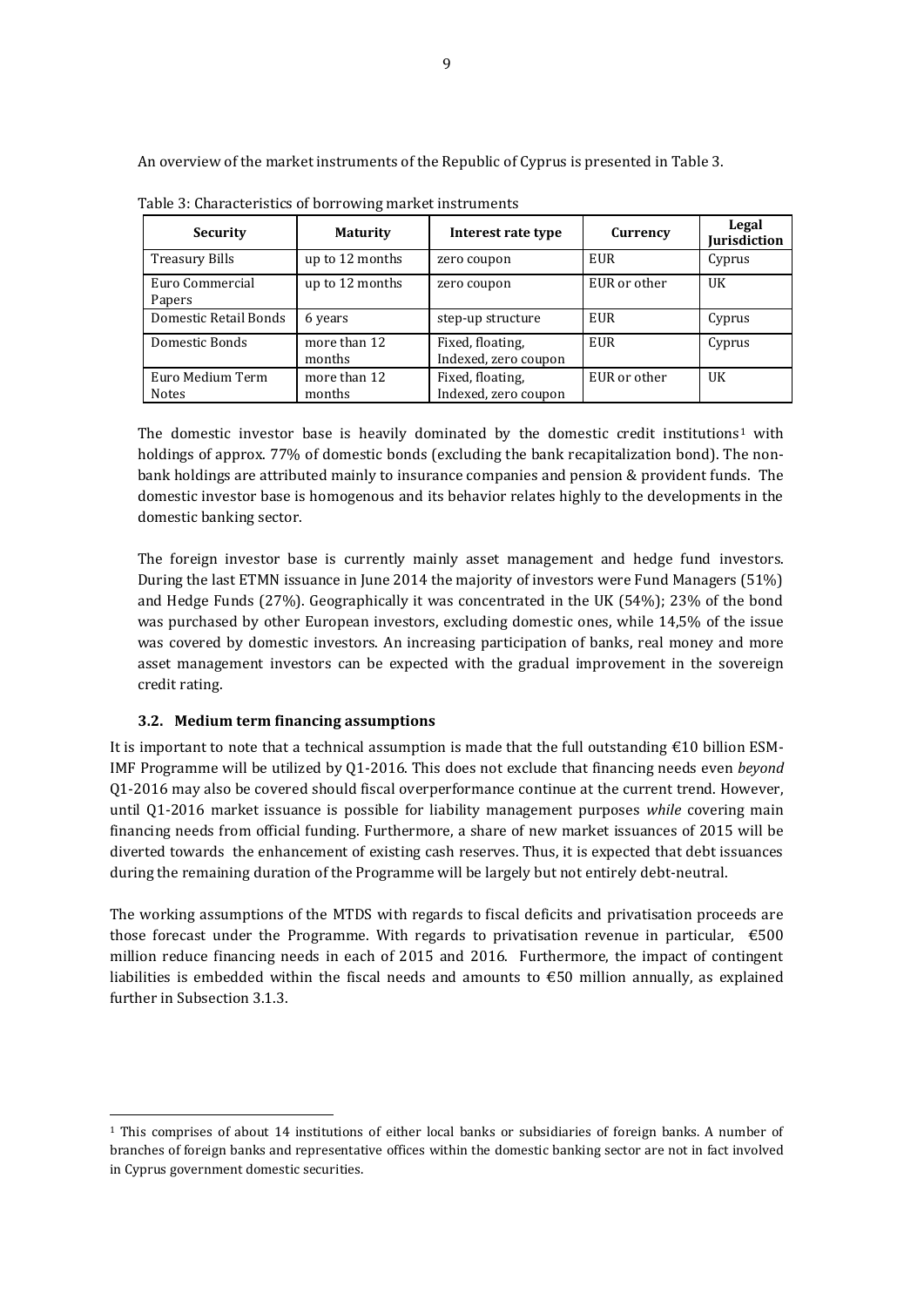An overview of the market instruments of the Republic of Cyprus is presented in Table 3.

Table 3: Characteristics of borrowing market instruments

| Security | Maturity | Interest rate type | Currency | Legal Jurisdiction |
|---|---|---|---|---|
| Treasury Bills | up to 12 months | zero coupon | EUR | Cyprus |
| Euro Commercial Papers | up to 12 months | zero coupon | EUR or other | UK |
| Domestic Retail Bonds | 6 years | step-up structure | EUR | Cyprus |
| Domestic Bonds | more than 12 months | Fixed, floating, Indexed, zero coupon | EUR | Cyprus |
| Euro Medium Term Notes | more than 12 months | Fixed, floating, Indexed, zero coupon | EUR or other | UK |

The domestic investor base is heavily dominated by the domestic credit institutions[1] with holdings of approx. 77% of domestic bonds (excluding the bank recapitalization bond). The non-bank holdings are attributed mainly to insurance companies and pension & provident funds. The domestic investor base is homogenous and its behavior relates highly to the developments in the domestic banking sector.

The foreign investor base is currently mainly asset management and hedge fund investors. During the last ETMN issuance in June 2014 the majority of investors were Fund Managers (51%) and Hedge Funds (27%). Geographically it was concentrated in the UK (54%); 23% of the bond was purchased by other European investors, excluding domestic ones, while 14,5% of the issue was covered by domestic investors. An increasing participation of banks, real money and more asset management investors can be expected with the gradual improvement in the sovereign credit rating.

### 3.2. Medium term financing assumptions

It is important to note that a technical assumption is made that the full outstanding €10 billion ESM-IMF Programme will be utilized by Q1-2016. This does not exclude that financing needs even *beyond* Q1-2016 may also be covered should fiscal overperformance continue at the current trend. However, until Q1-2016 market issuance is possible for liability management purposes *while* covering main financing needs from official funding. Furthermore, a share of new market issuances of 2015 will be diverted towards the enhancement of existing cash reserves. Thus, it is expected that debt issuances during the remaining duration of the Programme will be largely but not entirely debt-neutral.

The working assumptions of the MTDS with regards to fiscal deficits and privatisation proceeds are those forecast under the Programme. With regards to privatisation revenue in particular, €500 million reduce financing needs in each of 2015 and 2016. Furthermore, the impact of contingent liabilities is embedded within the fiscal needs and amounts to €50 million annually, as explained further in Subsection 3.1.3.

---

[1] This comprises of about 14 institutions of either local banks or subsidiaries of foreign banks. A number of branches of foreign banks and representative offices within the domestic banking sector are not in fact involved in Cyprus government domestic securities.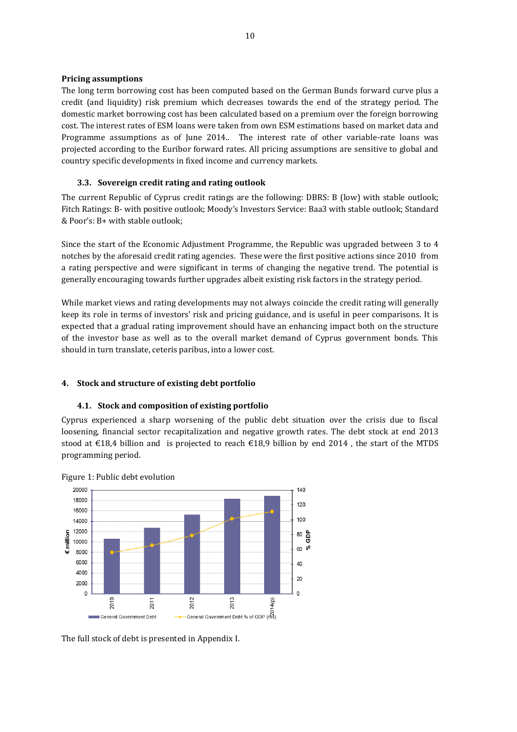**Pricing assumptions**

The long term borrowing cost has been computed based on the German Bunds forward curve plus a credit (and liquidity) risk premium which decreases towards the end of the strategy period. The domestic market borrowing cost has been calculated based on a premium over the foreign borrowing cost. The interest rates of ESM loans were taken from own ESM estimations based on market data and Programme assumptions as of June 2014.. The interest rate of other variable-rate loans was projected according to the Euribor forward rates. All pricing assumptions are sensitive to global and country specific developments in fixed income and currency markets.

### 3.3. Sovereign credit rating and rating outlook

The current Republic of Cyprus credit ratings are the following: DBRS: B (low) with stable outlook; Fitch Ratings: B- with positive outlook; Moody's Investors Service: Baa3 with stable outlook; Standard & Poor's: B+ with stable outlook;

Since the start of the Economic Adjustment Programme, the Republic was upgraded between 3 to 4 notches by the aforesaid credit rating agencies. These were the first positive actions since 2010 from a rating perspective and were significant in terms of changing the negative trend. The potential is generally encouraging towards further upgrades albeit existing risk factors in the strategy period.

While market views and rating developments may not always coincide the credit rating will generally keep its role in terms of investors' risk and pricing guidance, and is useful in peer comparisons. It is expected that a gradual rating improvement should have an enhancing impact both on the structure of the investor base as well as to the overall market demand of Cyprus government bonds. This should in turn translate, ceteris paribus, into a lower cost.

## 4. Stock and structure of existing debt portfolio

### 4.1. Stock and composition of existing portfolio

Cyprus experienced a sharp worsening of the public debt situation over the crisis due to fiscal loosening, financial sector recapitalization and negative growth rates. The debt stock at end 2013 stood at €18,4 billion and is projected to reach €18,9 billion by end 2014 , the start of the MTDS programming period.

Figure 1: Public debt evolution

The full stock of debt is presented in Appendix I.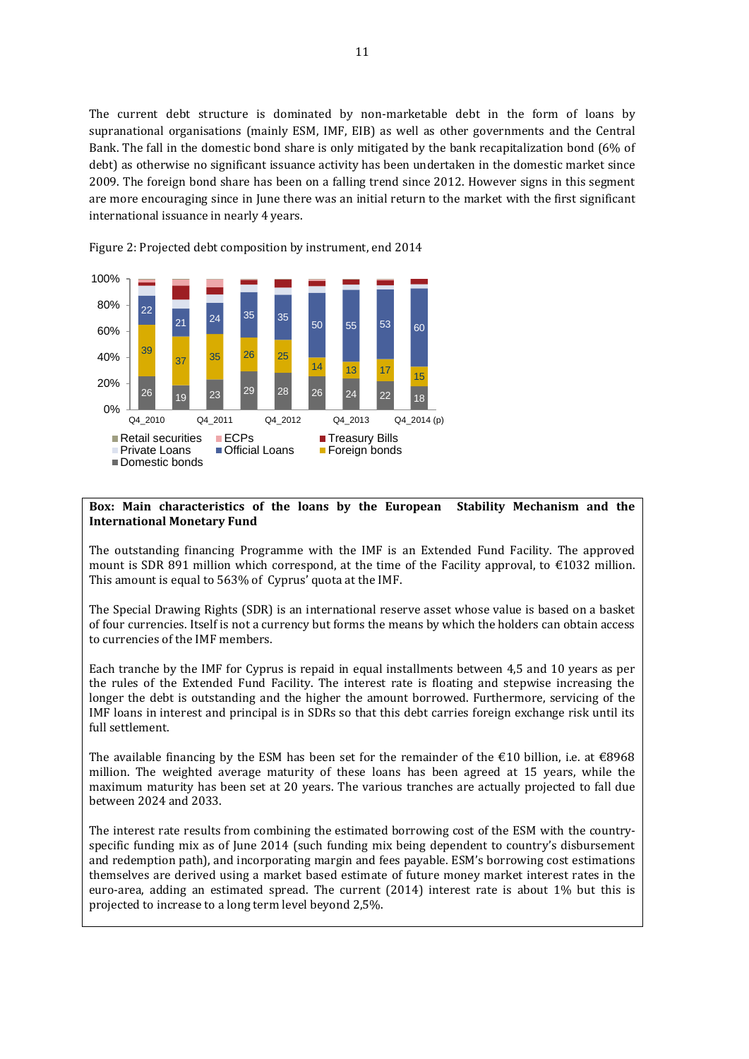The current debt structure is dominated by non-marketable debt in the form of loans by supranational organisations (mainly ESM, IMF, EIB) as well as other governments and the Central Bank. The fall in the domestic bond share is only mitigated by the bank recapitalization bond (6% of debt) as otherwise no significant issuance activity has been undertaken in the domestic market since 2009. The foreign bond share has been on a falling trend since 2012. However signs in this segment are more encouraging since in June there was an initial return to the market with the first significant international issuance in nearly 4 years.

Figure 2: Projected debt composition by instrument, end 2014

| | Domestic bonds | Foreign bonds | Official Loans |
|---|---|---|---|
| Q4_2010 | 26 | 39 | 22 |
| | 19 | 37 | 21 |
| Q4_2011 | 23 | 35 | 24 |
| | 29 | 26 | 35 |
| Q4_2012 | 28 | 25 | 35 |
| | 26 | 14 | 50 |
| Q4_2013 | 24 | 13 | 55 |
| | 22 | 17 | 53 |
| Q4_2014 (p) | 18 | 15 | 60 |

Legend: Retail securities, ECPs, Treasury Bills, Private Loans, Official Loans, Foreign bonds, Domestic bonds

**Box: Main characteristics of the loans by the European Stability Mechanism and the International Monetary Fund**

The outstanding financing Programme with the IMF is an Extended Fund Facility. The approved mount is SDR 891 million which correspond, at the time of the Facility approval, to €1032 million. This amount is equal to 563% of Cyprus' quota at the IMF.

The Special Drawing Rights (SDR) is an international reserve asset whose value is based on a basket of four currencies. Itself is not a currency but forms the means by which the holders can obtain access to currencies of the IMF members.

Each tranche by the IMF for Cyprus is repaid in equal installments between 4,5 and 10 years as per the rules of the Extended Fund Facility. The interest rate is floating and stepwise increasing the longer the debt is outstanding and the higher the amount borrowed. Furthermore, servicing of the IMF loans in interest and principal is in SDRs so that this debt carries foreign exchange risk until its full settlement.

The available financing by the ESM has been set for the remainder of the €10 billion, i.e. at €8968 million. The weighted average maturity of these loans has been agreed at 15 years, while the maximum maturity has been set at 20 years. The various tranches are actually projected to fall due between 2024 and 2033.

The interest rate results from combining the estimated borrowing cost of the ESM with the country-specific funding mix as of June 2014 (such funding mix being dependent to country's disbursement and redemption path), and incorporating margin and fees payable. ESM's borrowing cost estimations themselves are derived using a market based estimate of future money market interest rates in the euro-area, adding an estimated spread. The current (2014) interest rate is about 1% but this is projected to increase to a long term level beyond 2,5%.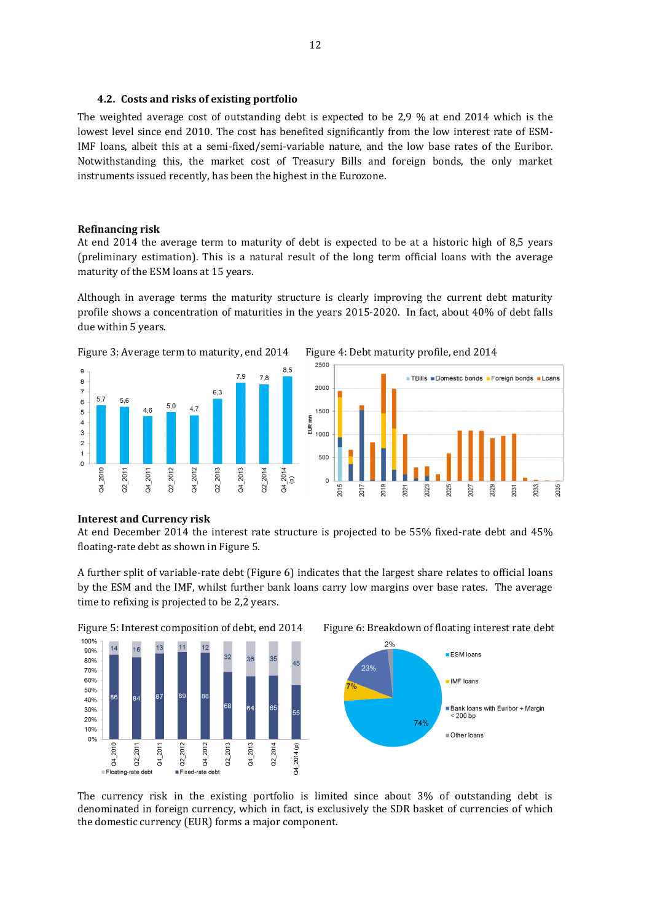### 4.2. Costs and risks of existing portfolio

The weighted average cost of outstanding debt is expected to be 2,9 % at end 2014 which is the lowest level since end 2010. The cost has benefited significantly from the low interest rate of ESM-IMF loans, albeit this at a semi-fixed/semi-variable nature, and the low base rates of the Euribor. Notwithstanding this, the market cost of Treasury Bills and foreign bonds, the only market instruments issued recently, has been the highest in the Eurozone.

**Refinancing risk**

At end 2014 the average term to maturity of debt is expected to be at a historic high of 8,5 years (preliminary estimation). This is a natural result of the long term official loans with the average maturity of the ESM loans at 15 years.

Although in average terms the maturity structure is clearly improving the current debt maturity profile shows a concentration of maturities in the years 2015-2020. In fact, about 40% of debt falls due within 5 years.

Figure 3: Average term to maturity, end 2014

Figure 4: Debt maturity profile, end 2014

**Interest and Currency risk**

At end December 2014 the interest rate structure is projected to be 55% fixed-rate debt and 45% floating-rate debt as shown in Figure 5.

A further split of variable-rate debt (Figure 6) indicates that the largest share relates to official loans by the ESM and the IMF, whilst further bank loans carry low margins over base rates. The average time to refixing is projected to be 2,2 years.

Figure 5: Interest composition of debt, end 2014

Figure 6: Breakdown of floating interest rate debt

The currency risk in the existing portfolio is limited since about 3% of outstanding debt is denominated in foreign currency, which in fact, is exclusively the SDR basket of currencies of which the domestic currency (EUR) forms a major component.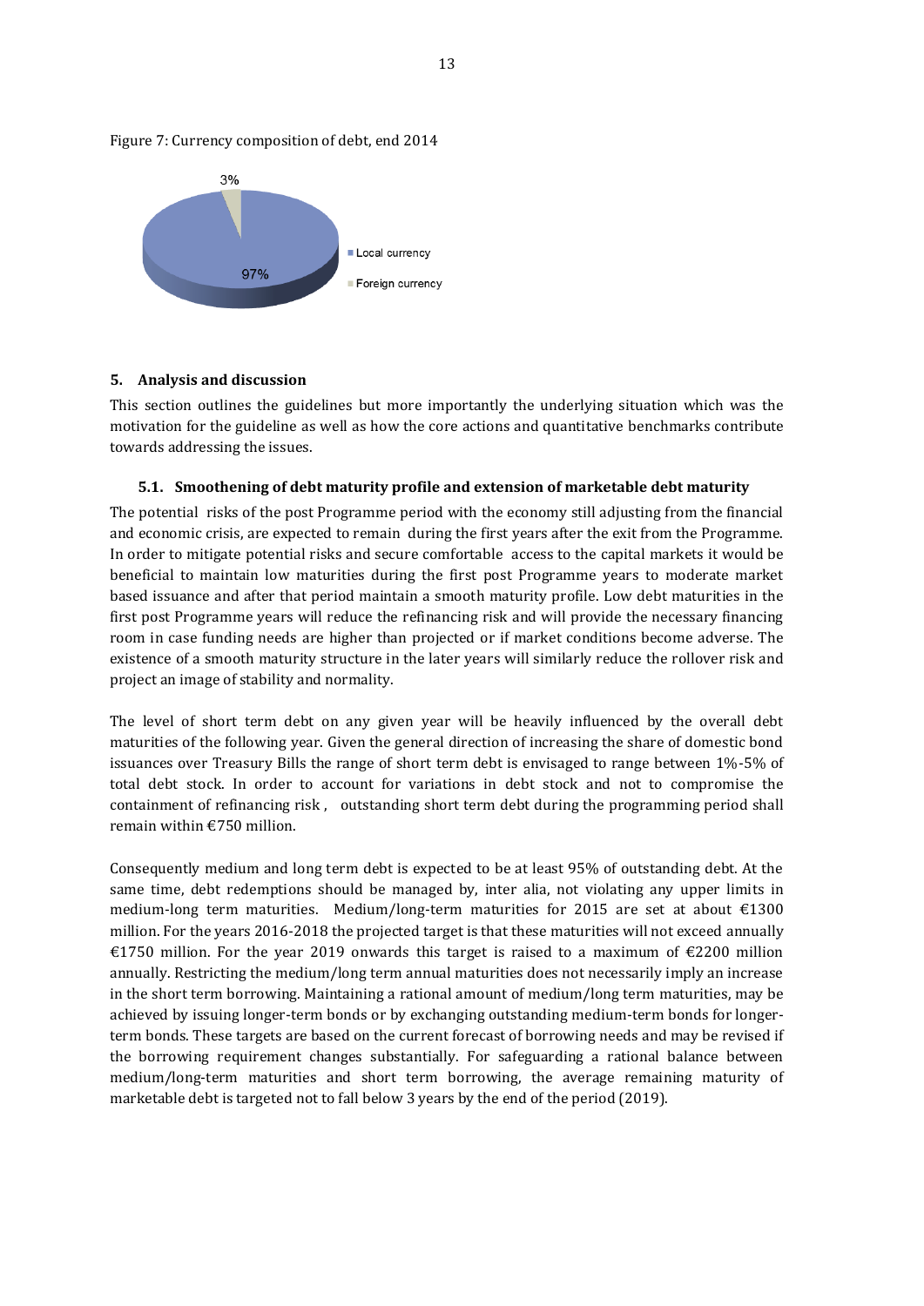Figure 7: Currency composition of debt, end 2014

## 5. Analysis and discussion

This section outlines the guidelines but more importantly the underlying situation which was the motivation for the guideline as well as how the core actions and quantitative benchmarks contribute towards addressing the issues.

### 5.1. Smoothening of debt maturity profile and extension of marketable debt maturity

The potential risks of the post Programme period with the economy still adjusting from the financial and economic crisis, are expected to remain during the first years after the exit from the Programme. In order to mitigate potential risks and secure comfortable access to the capital markets it would be beneficial to maintain low maturities during the first post Programme years to moderate market based issuance and after that period maintain a smooth maturity profile. Low debt maturities in the first post Programme years will reduce the refinancing risk and will provide the necessary financing room in case funding needs are higher than projected or if market conditions become adverse. The existence of a smooth maturity structure in the later years will similarly reduce the rollover risk and project an image of stability and normality.

The level of short term debt on any given year will be heavily influenced by the overall debt maturities of the following year. Given the general direction of increasing the share of domestic bond issuances over Treasury Bills the range of short term debt is envisaged to range between 1%-5% of total debt stock. In order to account for variations in debt stock and not to compromise the containment of refinancing risk , outstanding short term debt during the programming period shall remain within €750 million.

Consequently medium and long term debt is expected to be at least 95% of outstanding debt. At the same time, debt redemptions should be managed by, inter alia, not violating any upper limits in medium-long term maturities. Medium/long-term maturities for 2015 are set at about €1300 million. For the years 2016-2018 the projected target is that these maturities will not exceed annually €1750 million. For the year 2019 onwards this target is raised to a maximum of €2200 million annually. Restricting the medium/long term annual maturities does not necessarily imply an increase in the short term borrowing. Maintaining a rational amount of medium/long term maturities, may be achieved by issuing longer-term bonds or by exchanging outstanding medium-term bonds for longer-term bonds. These targets are based on the current forecast of borrowing needs and may be revised if the borrowing requirement changes substantially. For safeguarding a rational balance between medium/long-term maturities and short term borrowing, the average remaining maturity of marketable debt is targeted not to fall below 3 years by the end of the period (2019).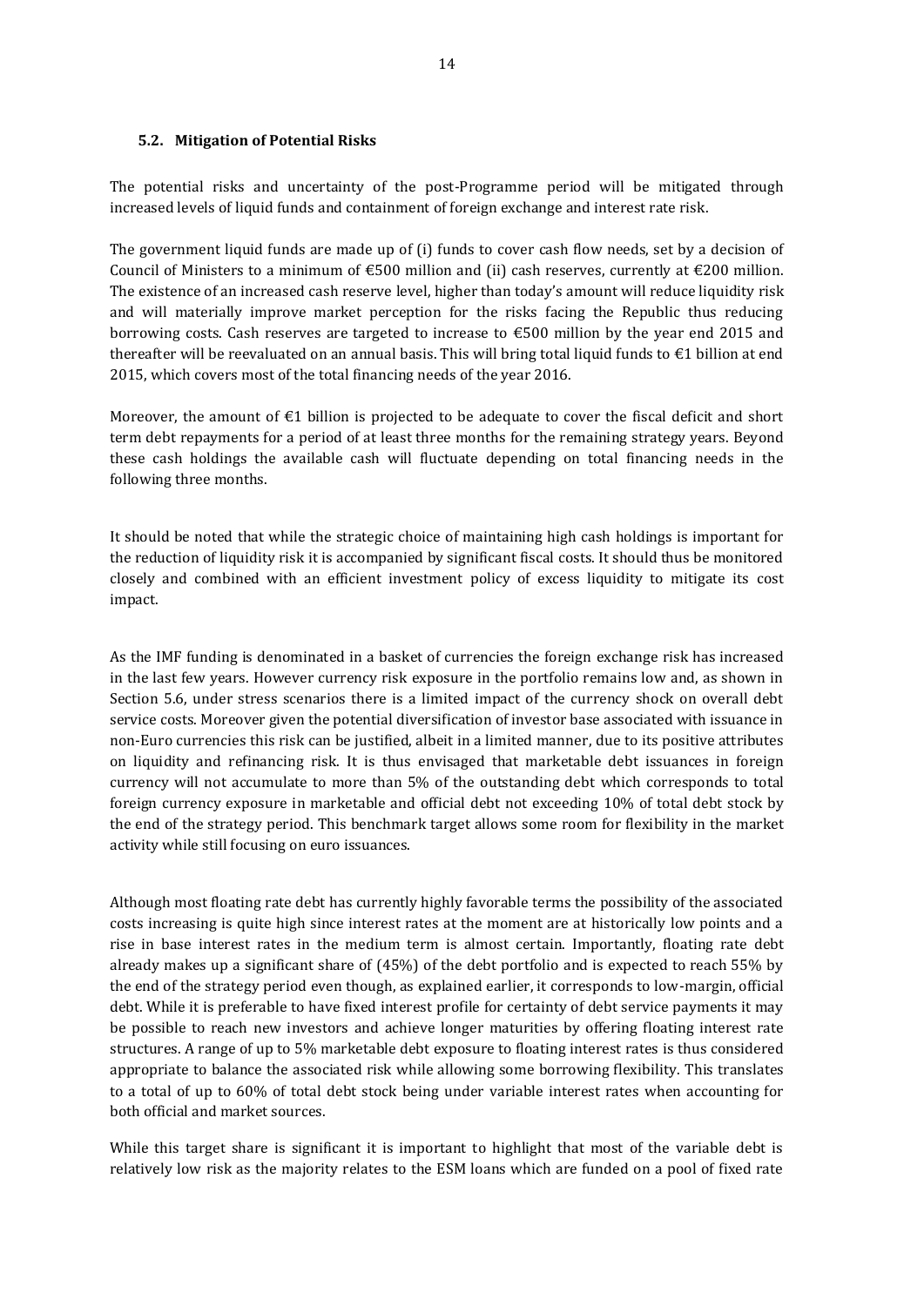### 5.2. Mitigation of Potential Risks

The potential risks and uncertainty of the post-Programme period will be mitigated through increased levels of liquid funds and containment of foreign exchange and interest rate risk.

The government liquid funds are made up of (i) funds to cover cash flow needs, set by a decision of Council of Ministers to a minimum of €500 million and (ii) cash reserves, currently at €200 million. The existence of an increased cash reserve level, higher than today's amount will reduce liquidity risk and will materially improve market perception for the risks facing the Republic thus reducing borrowing costs. Cash reserves are targeted to increase to €500 million by the year end 2015 and thereafter will be reevaluated on an annual basis. This will bring total liquid funds to €1 billion at end 2015, which covers most of the total financing needs of the year 2016.

Moreover, the amount of €1 billion is projected to be adequate to cover the fiscal deficit and short term debt repayments for a period of at least three months for the remaining strategy years. Beyond these cash holdings the available cash will fluctuate depending on total financing needs in the following three months.

It should be noted that while the strategic choice of maintaining high cash holdings is important for the reduction of liquidity risk it is accompanied by significant fiscal costs. It should thus be monitored closely and combined with an efficient investment policy of excess liquidity to mitigate its cost impact.

As the IMF funding is denominated in a basket of currencies the foreign exchange risk has increased in the last few years. However currency risk exposure in the portfolio remains low and, as shown in Section 5.6, under stress scenarios there is a limited impact of the currency shock on overall debt service costs. Moreover given the potential diversification of investor base associated with issuance in non-Euro currencies this risk can be justified, albeit in a limited manner, due to its positive attributes on liquidity and refinancing risk. It is thus envisaged that marketable debt issuances in foreign currency will not accumulate to more than 5% of the outstanding debt which corresponds to total foreign currency exposure in marketable and official debt not exceeding 10% of total debt stock by the end of the strategy period. This benchmark target allows some room for flexibility in the market activity while still focusing on euro issuances.

Although most floating rate debt has currently highly favorable terms the possibility of the associated costs increasing is quite high since interest rates at the moment are at historically low points and a rise in base interest rates in the medium term is almost certain. Importantly, floating rate debt already makes up a significant share of (45%) of the debt portfolio and is expected to reach 55% by the end of the strategy period even though, as explained earlier, it corresponds to low-margin, official debt. While it is preferable to have fixed interest profile for certainty of debt service payments it may be possible to reach new investors and achieve longer maturities by offering floating interest rate structures. A range of up to 5% marketable debt exposure to floating interest rates is thus considered appropriate to balance the associated risk while allowing some borrowing flexibility. This translates to a total of up to 60% of total debt stock being under variable interest rates when accounting for both official and market sources.

While this target share is significant it is important to highlight that most of the variable debt is relatively low risk as the majority relates to the ESM loans which are funded on a pool of fixed rate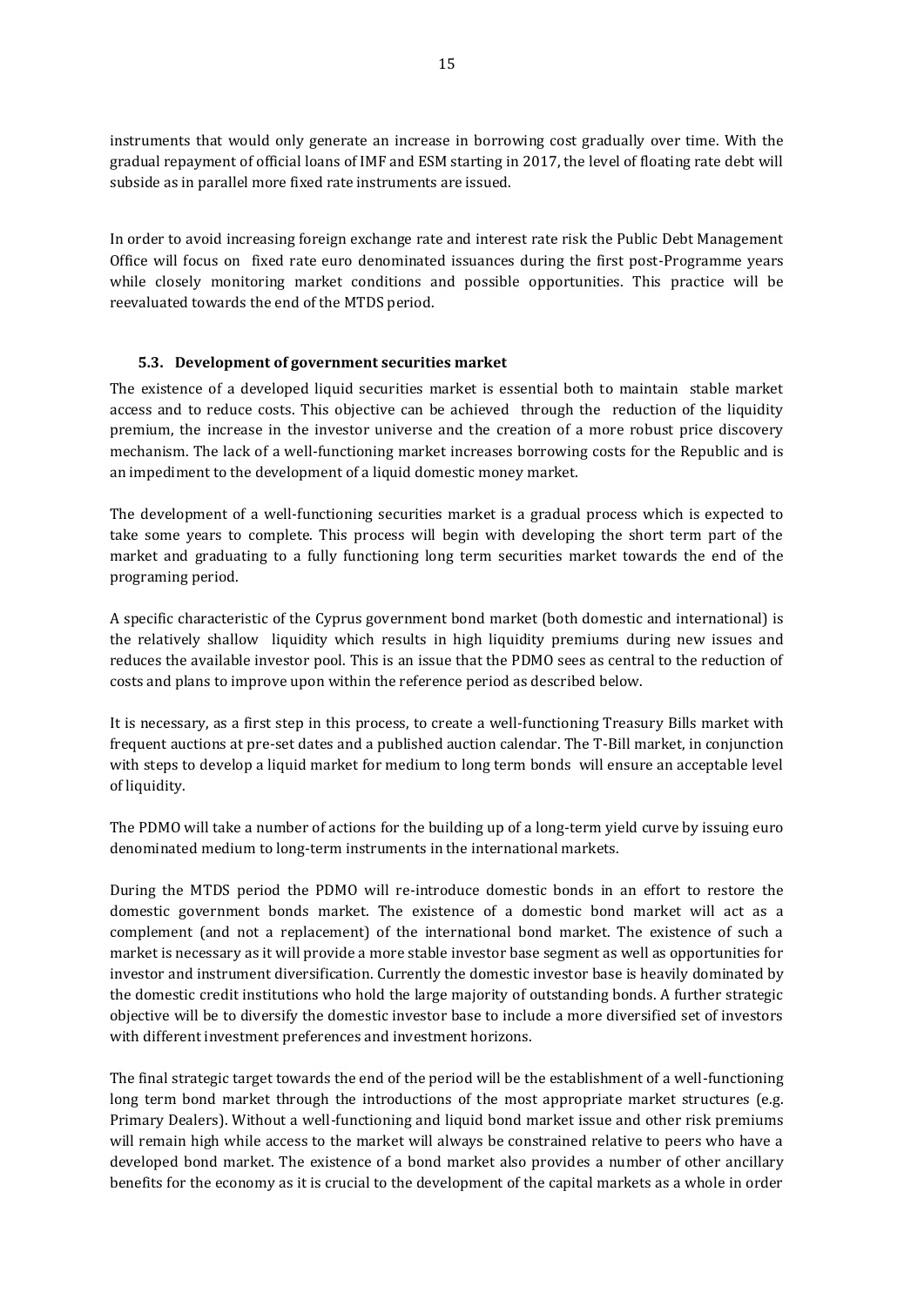instruments that would only generate an increase in borrowing cost gradually over time. With the gradual repayment of official loans of IMF and ESM starting in 2017, the level of floating rate debt will subside as in parallel more fixed rate instruments are issued.

In order to avoid increasing foreign exchange rate and interest rate risk the Public Debt Management Office will focus on fixed rate euro denominated issuances during the first post-Programme years while closely monitoring market conditions and possible opportunities. This practice will be reevaluated towards the end of the MTDS period.

### 5.3. Development of government securities market

The existence of a developed liquid securities market is essential both to maintain stable market access and to reduce costs. This objective can be achieved through the reduction of the liquidity premium, the increase in the investor universe and the creation of a more robust price discovery mechanism. The lack of a well-functioning market increases borrowing costs for the Republic and is an impediment to the development of a liquid domestic money market.

The development of a well-functioning securities market is a gradual process which is expected to take some years to complete. This process will begin with developing the short term part of the market and graduating to a fully functioning long term securities market towards the end of the programing period.

A specific characteristic of the Cyprus government bond market (both domestic and international) is the relatively shallow liquidity which results in high liquidity premiums during new issues and reduces the available investor pool. This is an issue that the PDMO sees as central to the reduction of costs and plans to improve upon within the reference period as described below.

It is necessary, as a first step in this process, to create a well-functioning Treasury Bills market with frequent auctions at pre-set dates and a published auction calendar. The T-Bill market, in conjunction with steps to develop a liquid market for medium to long term bonds will ensure an acceptable level of liquidity.

The PDMO will take a number of actions for the building up of a long-term yield curve by issuing euro denominated medium to long-term instruments in the international markets.

During the MTDS period the PDMO will re-introduce domestic bonds in an effort to restore the domestic government bonds market. The existence of a domestic bond market will act as a complement (and not a replacement) of the international bond market. The existence of such a market is necessary as it will provide a more stable investor base segment as well as opportunities for investor and instrument diversification. Currently the domestic investor base is heavily dominated by the domestic credit institutions who hold the large majority of outstanding bonds. A further strategic objective will be to diversify the domestic investor base to include a more diversified set of investors with different investment preferences and investment horizons.

The final strategic target towards the end of the period will be the establishment of a well-functioning long term bond market through the introductions of the most appropriate market structures (e.g. Primary Dealers). Without a well-functioning and liquid bond market issue and other risk premiums will remain high while access to the market will always be constrained relative to peers who have a developed bond market. The existence of a bond market also provides a number of other ancillary benefits for the economy as it is crucial to the development of the capital markets as a whole in order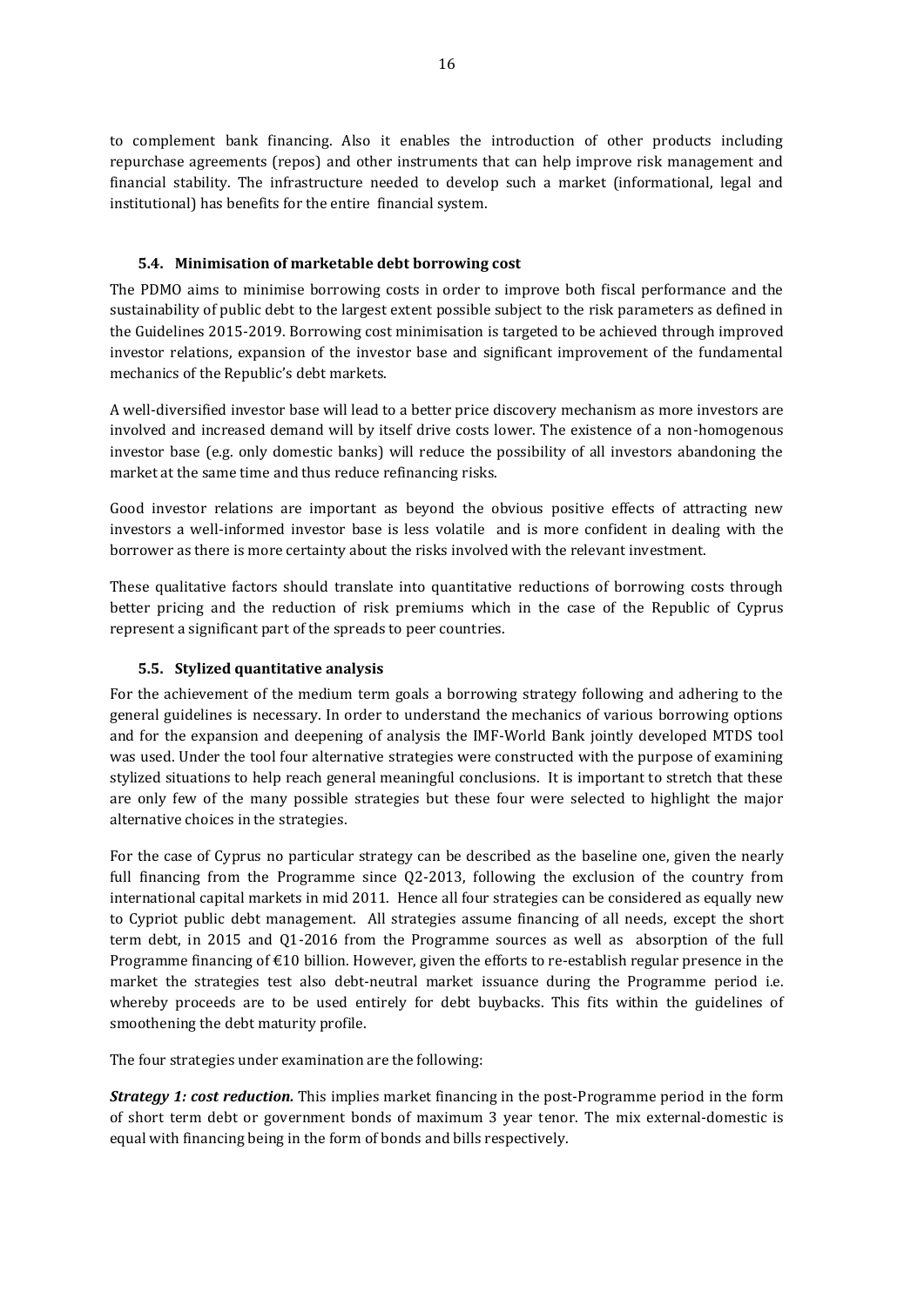to complement bank financing. Also it enables the introduction of other products including repurchase agreements (repos) and other instruments that can help improve risk management and financial stability. The infrastructure needed to develop such a market (informational, legal and institutional) has benefits for the entire financial system.

### 5.4. Minimisation of marketable debt borrowing cost

The PDMO aims to minimise borrowing costs in order to improve both fiscal performance and the sustainability of public debt to the largest extent possible subject to the risk parameters as defined in the Guidelines 2015-2019. Borrowing cost minimisation is targeted to be achieved through improved investor relations, expansion of the investor base and significant improvement of the fundamental mechanics of the Republic's debt markets.

A well-diversified investor base will lead to a better price discovery mechanism as more investors are involved and increased demand will by itself drive costs lower. The existence of a non-homogenous investor base (e.g. only domestic banks) will reduce the possibility of all investors abandoning the market at the same time and thus reduce refinancing risks.

Good investor relations are important as beyond the obvious positive effects of attracting new investors a well-informed investor base is less volatile and is more confident in dealing with the borrower as there is more certainty about the risks involved with the relevant investment.

These qualitative factors should translate into quantitative reductions of borrowing costs through better pricing and the reduction of risk premiums which in the case of the Republic of Cyprus represent a significant part of the spreads to peer countries.

### 5.5. Stylized quantitative analysis

For the achievement of the medium term goals a borrowing strategy following and adhering to the general guidelines is necessary. In order to understand the mechanics of various borrowing options and for the expansion and deepening of analysis the IMF-World Bank jointly developed MTDS tool was used. Under the tool four alternative strategies were constructed with the purpose of examining stylized situations to help reach general meaningful conclusions. It is important to stretch that these are only few of the many possible strategies but these four were selected to highlight the major alternative choices in the strategies.

For the case of Cyprus no particular strategy can be described as the baseline one, given the nearly full financing from the Programme since Q2-2013, following the exclusion of the country from international capital markets in mid 2011. Hence all four strategies can be considered as equally new to Cypriot public debt management. All strategies assume financing of all needs, except the short term debt, in 2015 and Q1-2016 from the Programme sources as well as absorption of the full Programme financing of €10 billion. However, given the efforts to re-establish regular presence in the market the strategies test also debt-neutral market issuance during the Programme period i.e. whereby proceeds are to be used entirely for debt buybacks. This fits within the guidelines of smoothening the debt maturity profile.

The four strategies under examination are the following:

***Strategy 1: cost reduction.*** This implies market financing in the post-Programme period in the form of short term debt or government bonds of maximum 3 year tenor. The mix external-domestic is equal with financing being in the form of bonds and bills respectively.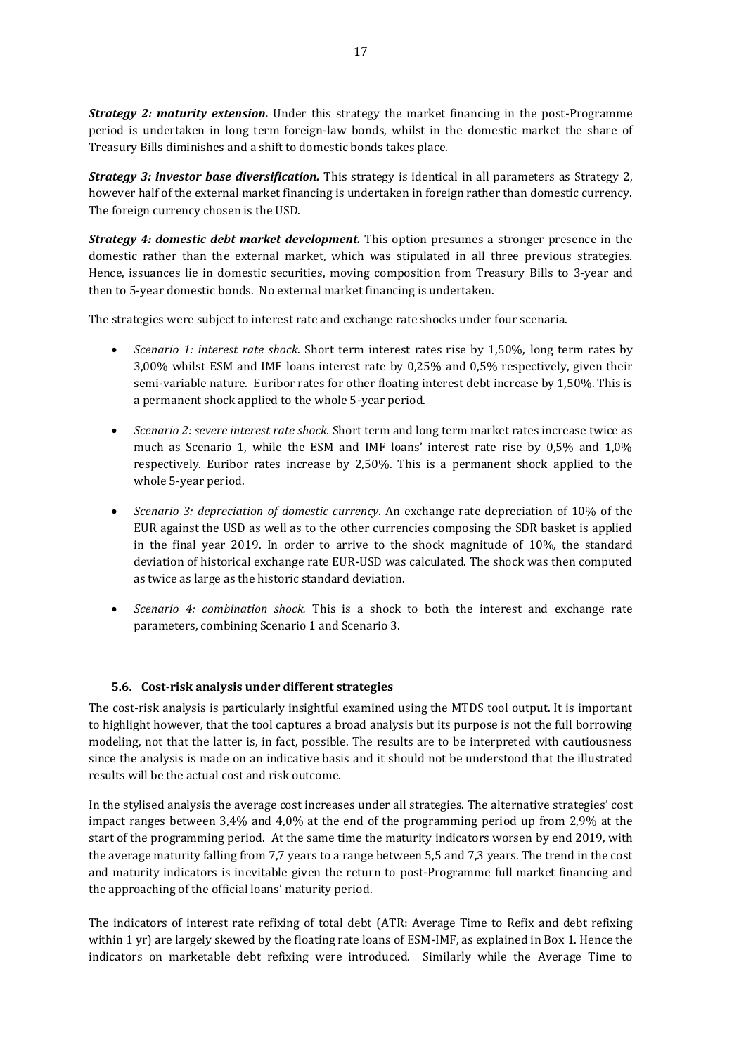***Strategy 2: maturity extension.*** Under this strategy the market financing in the post-Programme period is undertaken in long term foreign-law bonds, whilst in the domestic market the share of Treasury Bills diminishes and a shift to domestic bonds takes place.

***Strategy 3: investor base diversification.*** This strategy is identical in all parameters as Strategy 2, however half of the external market financing is undertaken in foreign rather than domestic currency. The foreign currency chosen is the USD.

***Strategy 4: domestic debt market development.*** This option presumes a stronger presence in the domestic rather than the external market, which was stipulated in all three previous strategies. Hence, issuances lie in domestic securities, moving composition from Treasury Bills to 3-year and then to 5-year domestic bonds. No external market financing is undertaken.

The strategies were subject to interest rate and exchange rate shocks under four scenaria.

- *Scenario 1: interest rate shock*. Short term interest rates rise by 1,50%, long term rates by 3,00% whilst ESM and IMF loans interest rate by 0,25% and 0,5% respectively, given their semi-variable nature. Euribor rates for other floating interest debt increase by 1,50%. This is a permanent shock applied to the whole 5-year period.
- *Scenario 2: severe interest rate shock.* Short term and long term market rates increase twice as much as Scenario 1, while the ESM and IMF loans' interest rate rise by 0,5% and 1,0% respectively. Euribor rates increase by 2,50%. This is a permanent shock applied to the whole 5-year period.
- *Scenario 3: depreciation of domestic currency*. An exchange rate depreciation of 10% of the EUR against the USD as well as to the other currencies composing the SDR basket is applied in the final year 2019. In order to arrive to the shock magnitude of 10%, the standard deviation of historical exchange rate EUR-USD was calculated. The shock was then computed as twice as large as the historic standard deviation.
- *Scenario 4: combination shock.* This is a shock to both the interest and exchange rate parameters, combining Scenario 1 and Scenario 3.

### 5.6. Cost-risk analysis under different strategies

The cost-risk analysis is particularly insightful examined using the MTDS tool output. It is important to highlight however, that the tool captures a broad analysis but its purpose is not the full borrowing modeling, not that the latter is, in fact, possible. The results are to be interpreted with cautiousness since the analysis is made on an indicative basis and it should not be understood that the illustrated results will be the actual cost and risk outcome.

In the stylised analysis the average cost increases under all strategies. The alternative strategies' cost impact ranges between 3,4% and 4,0% at the end of the programming period up from 2,9% at the start of the programming period. At the same time the maturity indicators worsen by end 2019, with the average maturity falling from 7,7 years to a range between 5,5 and 7,3 years. The trend in the cost and maturity indicators is inevitable given the return to post-Programme full market financing and the approaching of the official loans' maturity period.

The indicators of interest rate refixing of total debt (ATR: Average Time to Refix and debt refixing within 1 yr) are largely skewed by the floating rate loans of ESM-IMF, as explained in Box 1. Hence the indicators on marketable debt refixing were introduced. Similarly while the Average Time to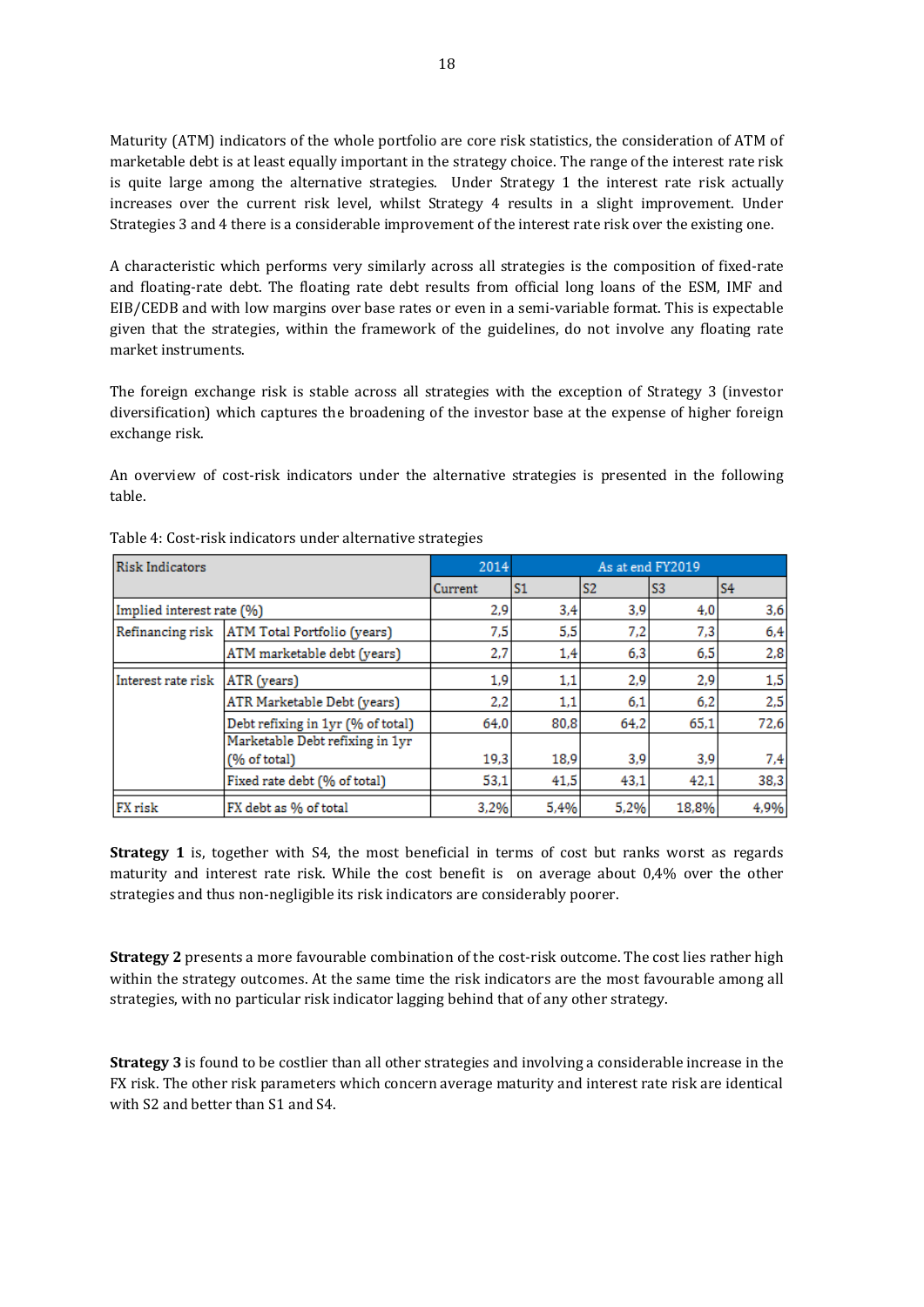Maturity (ATM) indicators of the whole portfolio are core risk statistics, the consideration of ATM of marketable debt is at least equally important in the strategy choice. The range of the interest rate risk is quite large among the alternative strategies. Under Strategy 1 the interest rate risk actually increases over the current risk level, whilst Strategy 4 results in a slight improvement. Under Strategies 3 and 4 there is a considerable improvement of the interest rate risk over the existing one.

A characteristic which performs very similarly across all strategies is the composition of fixed-rate and floating-rate debt. The floating rate debt results from official long loans of the ESM, IMF and EIB/CEDB and with low margins over base rates or even in a semi-variable format. This is expectable given that the strategies, within the framework of the guidelines, do not involve any floating rate market instruments.

The foreign exchange risk is stable across all strategies with the exception of Strategy 3 (investor diversification) which captures the broadening of the investor base at the expense of higher foreign exchange risk.

An overview of cost-risk indicators under the alternative strategies is presented in the following table.

Table 4: Cost-risk indicators under alternative strategies

| Risk Indicators | | 2014 | As at end FY2019 | | | |
|---|---|---|---|---|---|---|
| | | Current | S1 | S2 | S3 | S4 |
| Implied interest rate (%) | | 2,9 | 3,4 | 3,9 | 4,0 | 3,6 |
| Refinancing risk | ATM Total Portfolio (years) | 7,5 | 5,5 | 7,2 | 7,3 | 6,4 |
| | ATM marketable debt (years) | 2,7 | 1,4 | 6,3 | 6,5 | 2,8 |
| Interest rate risk | ATR (years) | 1,9 | 1,1 | 2,9 | 2,9 | 1,5 |
| | ATR Marketable Debt (years) | 2,2 | 1,1 | 6,1 | 6,2 | 2,5 |
| | Debt refixing in 1yr (% of total) | 64,0 | 80,8 | 64,2 | 65,1 | 72,6 |
| | Marketable Debt refixing in 1yr (% of total) | 19,3 | 18,9 | 3,9 | 3,9 | 7,4 |
| | Fixed rate debt (% of total) | 53,1 | 41,5 | 43,1 | 42,1 | 38,3 |
| FX risk | FX debt as % of total | 3,2% | 5,4% | 5,2% | 18,8% | 4,9% |

**Strategy 1** is, together with S4, the most beneficial in terms of cost but ranks worst as regards maturity and interest rate risk. While the cost benefit is on average about 0,4% over the other strategies and thus non-negligible its risk indicators are considerably poorer.

**Strategy 2** presents a more favourable combination of the cost-risk outcome. The cost lies rather high within the strategy outcomes. At the same time the risk indicators are the most favourable among all strategies, with no particular risk indicator lagging behind that of any other strategy.

**Strategy 3** is found to be costlier than all other strategies and involving a considerable increase in the FX risk. The other risk parameters which concern average maturity and interest rate risk are identical with S2 and better than S1 and S4.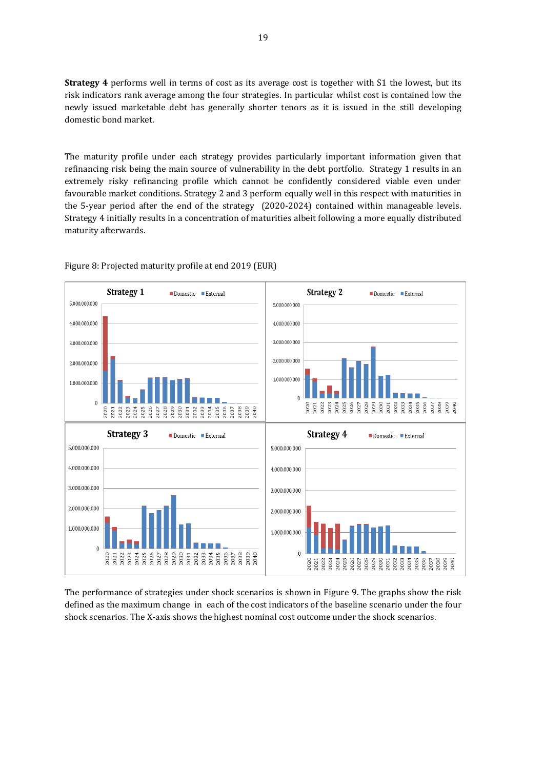**Strategy 4** performs well in terms of cost as its average cost is together with S1 the lowest, but its risk indicators rank average among the four strategies. In particular whilst cost is contained low the newly issued marketable debt has generally shorter tenors as it is issued in the still developing domestic bond market.

The maturity profile under each strategy provides particularly important information given that refinancing risk being the main source of vulnerability in the debt portfolio. Strategy 1 results in an extremely risky refinancing profile which cannot be confidently considered viable even under favourable market conditions. Strategy 2 and 3 perform equally well in this respect with maturities in the 5-year period after the end of the strategy (2020-2024) contained within manageable levels. Strategy 4 initially results in a concentration of maturities albeit following a more equally distributed maturity afterwards.

Figure 8: Projected maturity profile at end 2019 (EUR)

The performance of strategies under shock scenarios is shown in Figure 9. The graphs show the risk defined as the maximum change in each of the cost indicators of the baseline scenario under the four shock scenarios. The X-axis shows the highest nominal cost outcome under the shock scenarios.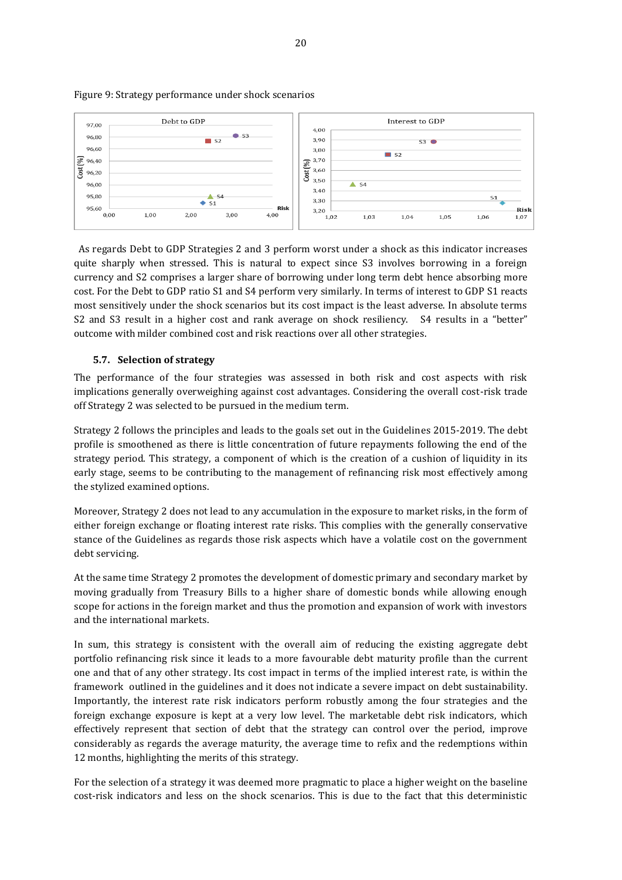Figure 9: Strategy performance under shock scenarios

As regards Debt to GDP Strategies 2 and 3 perform worst under a shock as this indicator increases quite sharply when stressed. This is natural to expect since S3 involves borrowing in a foreign currency and S2 comprises a larger share of borrowing under long term debt hence absorbing more cost. For the Debt to GDP ratio S1 and S4 perform very similarly. In terms of interest to GDP S1 reacts most sensitively under the shock scenarios but its cost impact is the least adverse. In absolute terms S2 and S3 result in a higher cost and rank average on shock resiliency. S4 results in a "better" outcome with milder combined cost and risk reactions over all other strategies.

### 5.7. Selection of strategy

The performance of the four strategies was assessed in both risk and cost aspects with risk implications generally overweighing against cost advantages. Considering the overall cost-risk trade off Strategy 2 was selected to be pursued in the medium term.

Strategy 2 follows the principles and leads to the goals set out in the Guidelines 2015-2019. The debt profile is smoothened as there is little concentration of future repayments following the end of the strategy period. This strategy, a component of which is the creation of a cushion of liquidity in its early stage, seems to be contributing to the management of refinancing risk most effectively among the stylized examined options.

Moreover, Strategy 2 does not lead to any accumulation in the exposure to market risks, in the form of either foreign exchange or floating interest rate risks. This complies with the generally conservative stance of the Guidelines as regards those risk aspects which have a volatile cost on the government debt servicing.

At the same time Strategy 2 promotes the development of domestic primary and secondary market by moving gradually from Treasury Bills to a higher share of domestic bonds while allowing enough scope for actions in the foreign market and thus the promotion and expansion of work with investors and the international markets.

In sum, this strategy is consistent with the overall aim of reducing the existing aggregate debt portfolio refinancing risk since it leads to a more favourable debt maturity profile than the current one and that of any other strategy. Its cost impact in terms of the implied interest rate, is within the framework outlined in the guidelines and it does not indicate a severe impact on debt sustainability. Importantly, the interest rate risk indicators perform robustly among the four strategies and the foreign exchange exposure is kept at a very low level. The marketable debt risk indicators, which effectively represent that section of debt that the strategy can control over the period, improve considerably as regards the average maturity, the average time to refix and the redemptions within 12 months, highlighting the merits of this strategy.

For the selection of a strategy it was deemed more pragmatic to place a higher weight on the baseline cost-risk indicators and less on the shock scenarios. This is due to the fact that this deterministic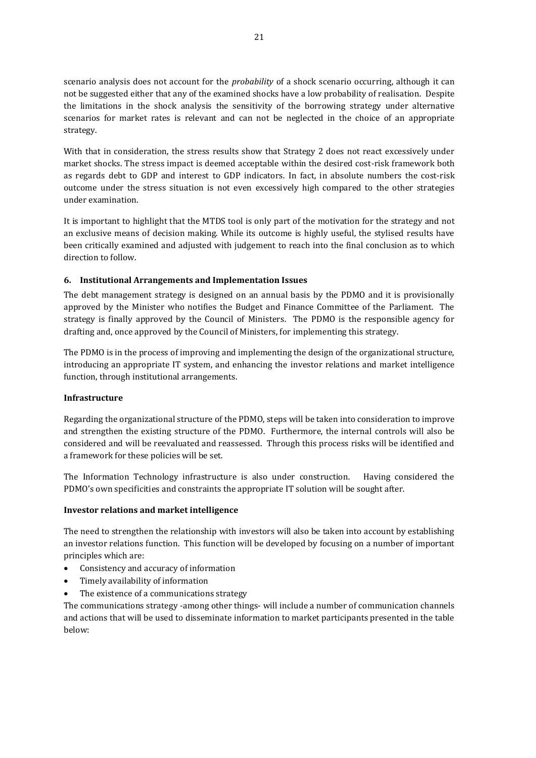scenario analysis does not account for the *probability* of a shock scenario occurring, although it can not be suggested either that any of the examined shocks have a low probability of realisation. Despite the limitations in the shock analysis the sensitivity of the borrowing strategy under alternative scenarios for market rates is relevant and can not be neglected in the choice of an appropriate strategy.

With that in consideration, the stress results show that Strategy 2 does not react excessively under market shocks. The stress impact is deemed acceptable within the desired cost-risk framework both as regards debt to GDP and interest to GDP indicators. In fact, in absolute numbers the cost-risk outcome under the stress situation is not even excessively high compared to the other strategies under examination.

It is important to highlight that the MTDS tool is only part of the motivation for the strategy and not an exclusive means of decision making. While its outcome is highly useful, the stylised results have been critically examined and adjusted with judgement to reach into the final conclusion as to which direction to follow.

## 6. Institutional Arrangements and Implementation Issues

The debt management strategy is designed on an annual basis by the PDMO and it is provisionally approved by the Minister who notifies the Budget and Finance Committee of the Parliament. The strategy is finally approved by the Council of Ministers. The PDMO is the responsible agency for drafting and, once approved by the Council of Ministers, for implementing this strategy.

The PDMO is in the process of improving and implementing the design of the organizational structure, introducing an appropriate IT system, and enhancing the investor relations and market intelligence function, through institutional arrangements.

### Infrastructure

Regarding the organizational structure of the PDMO, steps will be taken into consideration to improve and strengthen the existing structure of the PDMO. Furthermore, the internal controls will also be considered and will be reevaluated and reassessed. Through this process risks will be identified and a framework for these policies will be set.

The Information Technology infrastructure is also under construction. Having considered the PDMO's own specificities and constraints the appropriate IT solution will be sought after.

### Investor relations and market intelligence

The need to strengthen the relationship with investors will also be taken into account by establishing an investor relations function. This function will be developed by focusing on a number of important principles which are:

- Consistency and accuracy of information
- Timely availability of information
- The existence of a communications strategy

The communications strategy -among other things- will include a number of communication channels and actions that will be used to disseminate information to market participants presented in the table below: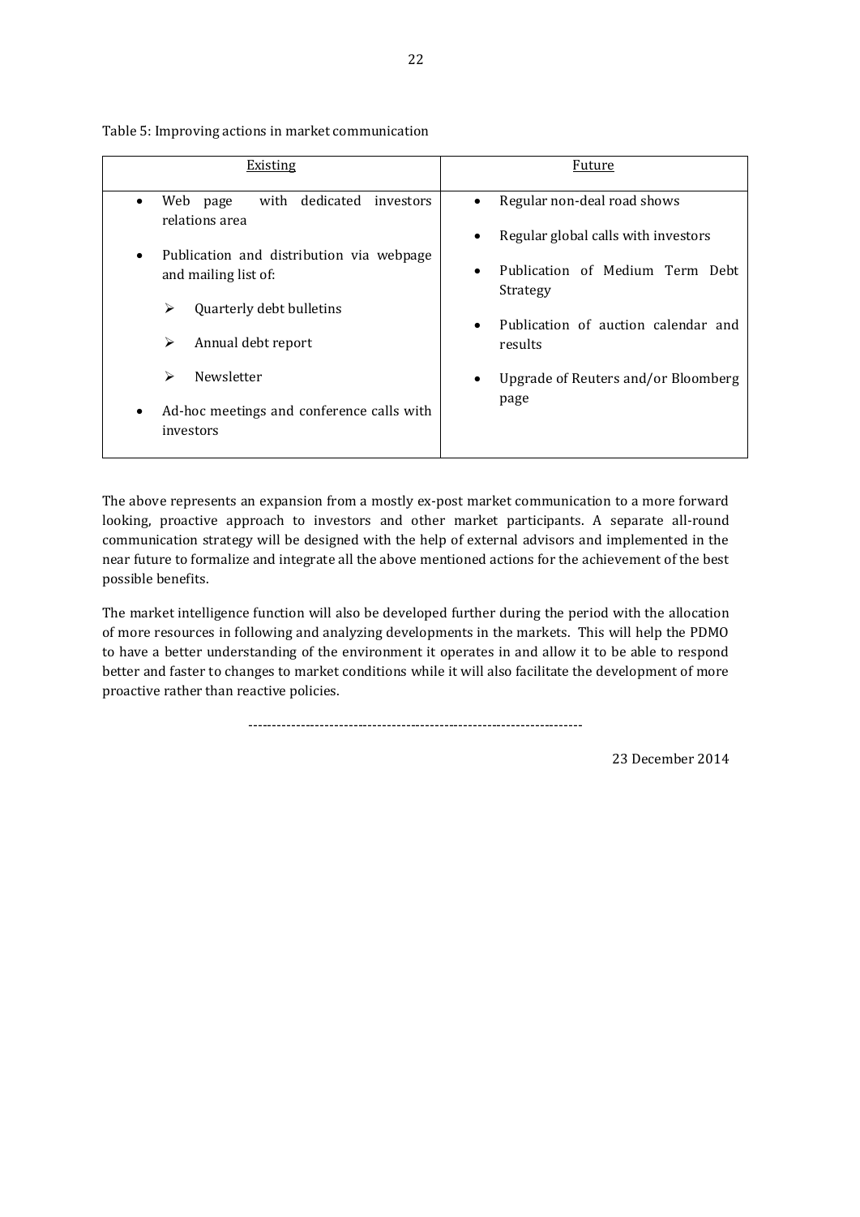Table 5: Improving actions in market communication

| Existing | Future |
|---|---|
| • Web page with dedicated investors relations area<br>• Publication and distribution via webpage and mailing list of:<br>&nbsp;&nbsp;➢ Quarterly debt bulletins<br>&nbsp;&nbsp;➢ Annual debt report<br>&nbsp;&nbsp;➢ Newsletter<br>• Ad-hoc meetings and conference calls with investors | • Regular non-deal road shows<br>• Regular global calls with investors<br>• Publication of Medium Term Debt Strategy<br>• Publication of auction calendar and results<br>• Upgrade of Reuters and/or Bloomberg page |

The above represents an expansion from a mostly ex-post market communication to a more forward looking, proactive approach to investors and other market participants. A separate all-round communication strategy will be designed with the help of external advisors and implemented in the near future to formalize and integrate all the above mentioned actions for the achievement of the best possible benefits.

The market intelligence function will also be developed further during the period with the allocation of more resources in following and analyzing developments in the markets. This will help the PDMO to have a better understanding of the environment it operates in and allow it to be able to respond better and faster to changes to market conditions while it will also facilitate the development of more proactive rather than reactive policies.

---

23 December 2014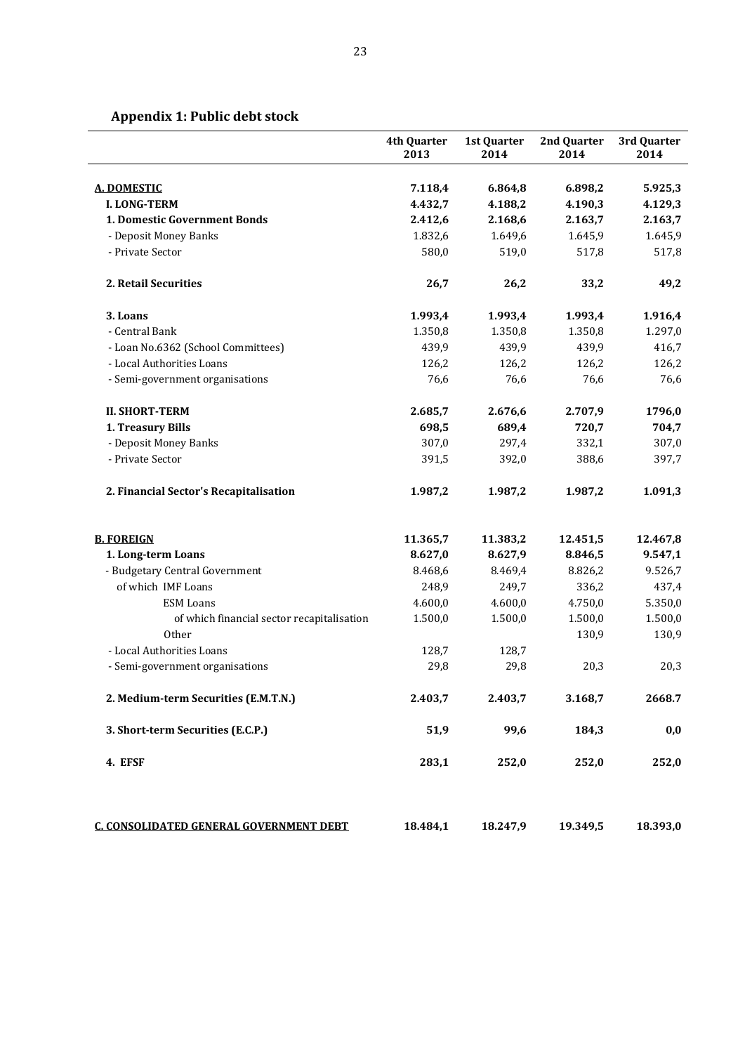## Appendix 1: Public debt stock

| | 4th Quarter 2013 | 1st Quarter 2014 | 2nd Quarter 2014 | 3rd Quarter 2014 |
|---|---|---|---|---|
| **A. DOMESTIC** | **7.118,4** | **6.864,8** | **6.898,2** | **5.925,3** |
| **I. LONG-TERM** | **4.432,7** | **4.188,2** | **4.190,3** | **4.129,3** |
| **1. Domestic Government Bonds** | **2.412,6** | **2.168,6** | **2.163,7** | **2.163,7** |
| - Deposit Money Banks | 1.832,6 | 1.649,6 | 1.645,9 | 1.645,9 |
| - Private Sector | 580,0 | 519,0 | 517,8 | 517,8 |
| **2. Retail Securities** | **26,7** | **26,2** | **33,2** | **49,2** |
| **3. Loans** | **1.993,4** | **1.993,4** | **1.993,4** | **1.916,4** |
| - Central Bank | 1.350,8 | 1.350,8 | 1.350,8 | 1.297,0 |
| - Loan No.6362 (School Committees) | 439,9 | 439,9 | 439,9 | 416,7 |
| - Local Authorities Loans | 126,2 | 126,2 | 126,2 | 126,2 |
| - Semi-government organisations | 76,6 | 76,6 | 76,6 | 76,6 |
| **II. SHORT-TERM** | **2.685,7** | **2.676,6** | **2.707,9** | **1796,0** |
| **1. Treasury Bills** | **698,5** | **689,4** | **720,7** | **704,7** |
| - Deposit Money Banks | 307,0 | 297,4 | 332,1 | 307,0 |
| - Private Sector | 391,5 | 392,0 | 388,6 | 397,7 |
| **2. Financial Sector's Recapitalisation** | **1.987,2** | **1.987,2** | **1.987,2** | **1.091,3** |
| **B. FOREIGN** | **11.365,7** | **11.383,2** | **12.451,5** | **12.467,8** |
| **1. Long-term Loans** | **8.627,0** | **8.627,9** | **8.846,5** | **9.547,1** |
| - Budgetary Central Government | 8.468,6 | 8.469,4 | 8.826,2 | 9.526,7 |
| of which IMF Loans | 248,9 | 249,7 | 336,2 | 437,4 |
| ESM Loans | 4.600,0 | 4.600,0 | 4.750,0 | 5.350,0 |
| of which financial sector recapitalisation | 1.500,0 | 1.500,0 | 1.500,0 | 1.500,0 |
| Other | | | 130,9 | 130,9 |
| - Local Authorities Loans | 128,7 | 128,7 | | |
| - Semi-government organisations | 29,8 | 29,8 | 20,3 | 20,3 |
| **2. Medium-term Securities (E.M.T.N.)** | **2.403,7** | **2.403,7** | **3.168,7** | **2668.7** |
| **3. Short-term Securities (E.C.P.)** | **51,9** | **99,6** | **184,3** | **0,0** |
| **4. EFSF** | **283,1** | **252,0** | **252,0** | **252,0** |
| **C. CONSOLIDATED GENERAL GOVERNMENT DEBT** | **18.484,1** | **18.247,9** | **19.349,5** | **18.393,0** |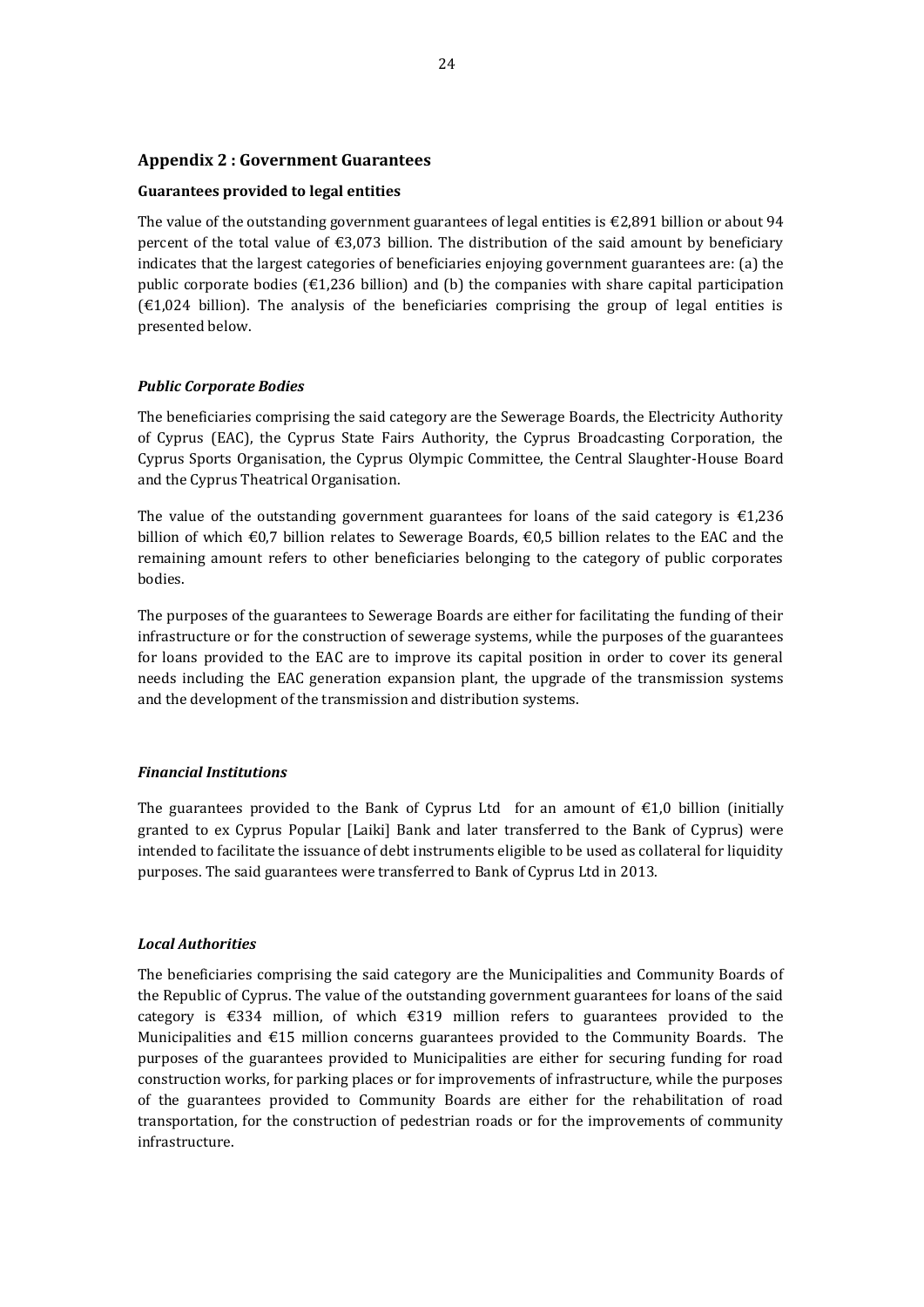## Appendix 2 : Government Guarantees

### Guarantees provided to legal entities

The value of the outstanding government guarantees of legal entities is €2,891 billion or about 94 percent of the total value of €3,073 billion. The distribution of the said amount by beneficiary indicates that the largest categories of beneficiaries enjoying government guarantees are: (a) the public corporate bodies (€1,236 billion) and (b) the companies with share capital participation (€1,024 billion). The analysis of the beneficiaries comprising the group of legal entities is presented below.

***Public Corporate Bodies***

The beneficiaries comprising the said category are the Sewerage Boards, the Electricity Authority of Cyprus (EAC), the Cyprus State Fairs Authority, the Cyprus Broadcasting Corporation, the Cyprus Sports Organisation, the Cyprus Olympic Committee, the Central Slaughter-House Board and the Cyprus Theatrical Organisation.

The value of the outstanding government guarantees for loans of the said category is €1,236 billion of which €0,7 billion relates to Sewerage Boards, €0,5 billion relates to the EAC and the remaining amount refers to other beneficiaries belonging to the category of public corporates bodies.

The purposes of the guarantees to Sewerage Boards are either for facilitating the funding of their infrastructure or for the construction of sewerage systems, while the purposes of the guarantees for loans provided to the EAC are to improve its capital position in order to cover its general needs including the EAC generation expansion plant, the upgrade of the transmission systems and the development of the transmission and distribution systems.

***Financial Institutions***

The guarantees provided to the Bank of Cyprus Ltd for an amount of €1,0 billion (initially granted to ex Cyprus Popular [Laiki] Bank and later transferred to the Bank of Cyprus) were intended to facilitate the issuance of debt instruments eligible to be used as collateral for liquidity purposes. The said guarantees were transferred to Bank of Cyprus Ltd in 2013.

***Local Authorities***

The beneficiaries comprising the said category are the Municipalities and Community Boards of the Republic of Cyprus. The value of the outstanding government guarantees for loans of the said category is €334 million, of which €319 million refers to guarantees provided to the Municipalities and €15 million concerns guarantees provided to the Community Boards. The purposes of the guarantees provided to Municipalities are either for securing funding for road construction works, for parking places or for improvements of infrastructure, while the purposes of the guarantees provided to Community Boards are either for the rehabilitation of road transportation, for the construction of pedestrian roads or for the improvements of community infrastructure.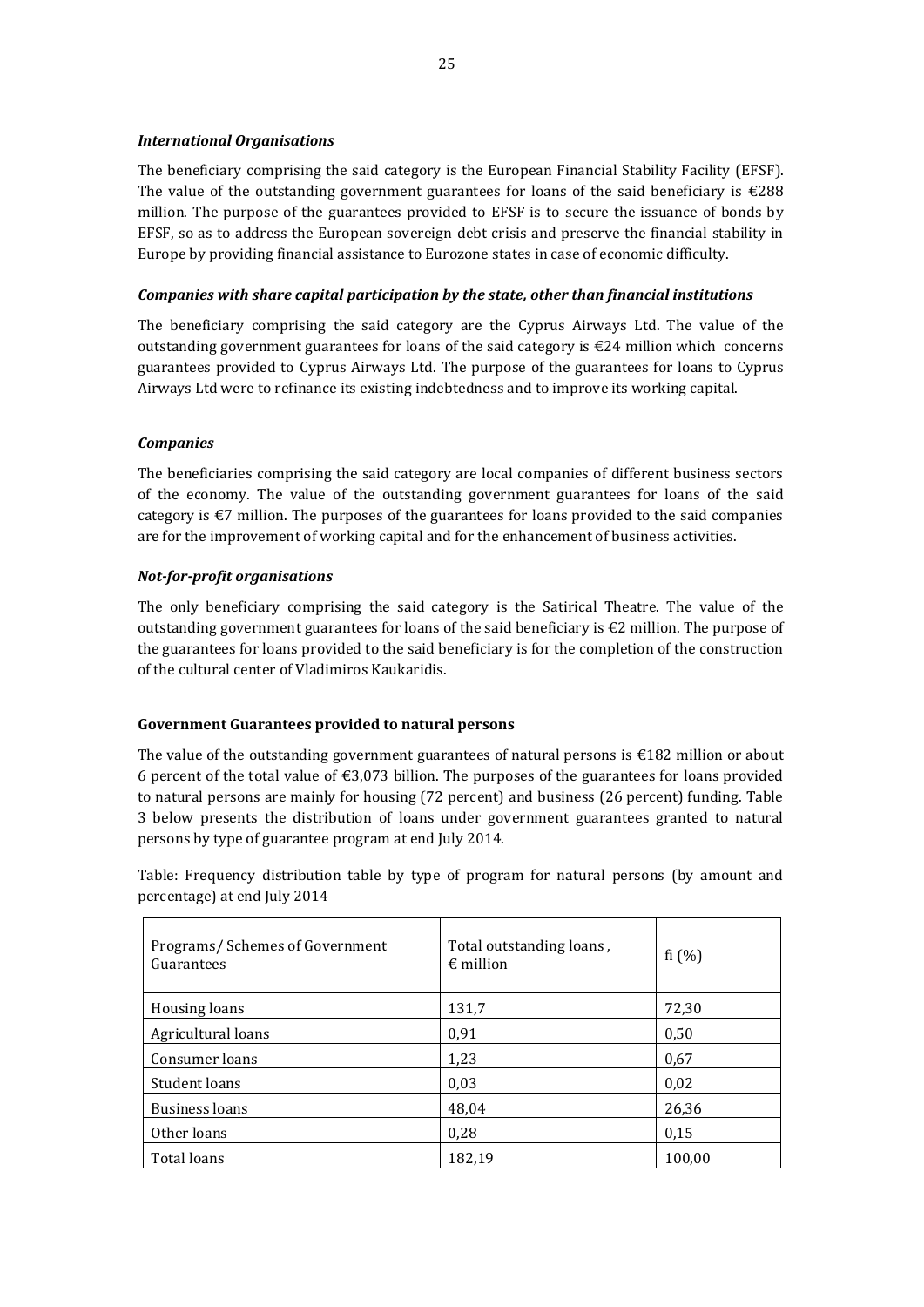### *International Organisations*

The beneficiary comprising the said category is the European Financial Stability Facility (EFSF). The value of the outstanding government guarantees for loans of the said beneficiary is €288 million. The purpose of the guarantees provided to EFSF is to secure the issuance of bonds by EFSF, so as to address the European sovereign debt crisis and preserve the financial stability in Europe by providing financial assistance to Eurozone states in case of economic difficulty.

### *Companies with share capital participation by the state, other than financial institutions*

The beneficiary comprising the said category are the Cyprus Airways Ltd. The value of the outstanding government guarantees for loans of the said category is €24 million which concerns guarantees provided to Cyprus Airways Ltd. The purpose of the guarantees for loans to Cyprus Airways Ltd were to refinance its existing indebtedness and to improve its working capital.

### *Companies*

The beneficiaries comprising the said category are local companies of different business sectors of the economy. The value of the outstanding government guarantees for loans of the said category is €7 million. The purposes of the guarantees for loans provided to the said companies are for the improvement of working capital and for the enhancement of business activities.

### *Not-for-profit organisations*

The only beneficiary comprising the said category is the Satirical Theatre. The value of the outstanding government guarantees for loans of the said beneficiary is €2 million. The purpose of the guarantees for loans provided to the said beneficiary is for the completion of the construction of the cultural center of Vladimiros Kaukaridis.

### **Government Guarantees provided to natural persons**

The value of the outstanding government guarantees of natural persons is €182 million or about 6 percent of the total value of €3,073 billion. The purposes of the guarantees for loans provided to natural persons are mainly for housing (72 percent) and business (26 percent) funding. Table 3 below presents the distribution of loans under government guarantees granted to natural persons by type of guarantee program at end July 2014.

Table: Frequency distribution table by type of program for natural persons (by amount and percentage) at end July 2014

| Programs/ Schemes of Government Guarantees | Total outstanding loans , € million | fi (%) |
|---|---|---|
| Housing loans | 131,7 | 72,30 |
| Agricultural loans | 0,91 | 0,50 |
| Consumer loans | 1,23 | 0,67 |
| Student loans | 0,03 | 0,02 |
| Business loans | 48,04 | 26,36 |
| Other loans | 0,28 | 0,15 |
| Total loans | 182,19 | 100,00 |